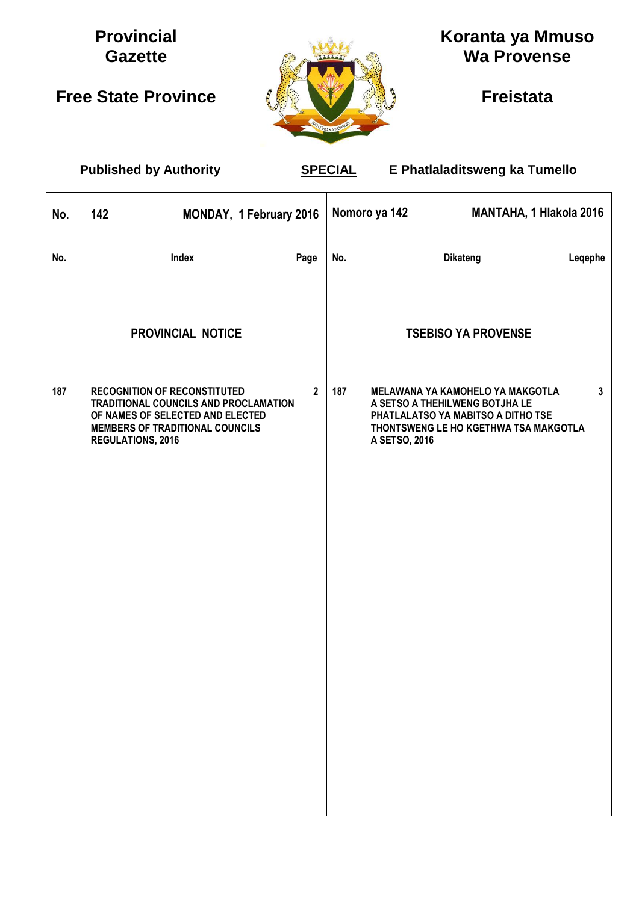**Provincial Gazette**

**Free State Province**

**Koranta ya Mmuso Wa Provense**

**Freistata**

**Published by Authority** | **SPECIAL** | **E Phatlaladitsweng ka Tumello**

| No. | 142 | MONDAY, 1 February 2016 | Nomoro ya 142 | | MANTAHA, 1 Hlakola 2016 |
|---|---|---|---|---|---|
| **No.** | **Index** | **Page** | **No.** | **Dikateng** | **Leqephe** |
| | **PROVINCIAL NOTICE** | | | **TSEBISO YA PROVENSE** | |
| 187 | RECOGNITION OF RECONSTITUTED TRADITIONAL COUNCILS AND PROCLAMATION OF NAMES OF SELECTED AND ELECTED MEMBERS OF TRADITIONAL COUNCILS REGULATIONS, 2016 | 2 | 187 | MELAWANA YA KAMOHELO YA MAKGOTLA A SETSO A THEHILWENG BOTJHA LE PHATLALATSO YA MABITSO A DITHO TSE THONTSWENG LE HO KGETHWA TSA MAKGOTLA A SETSO, 2016 | 3 |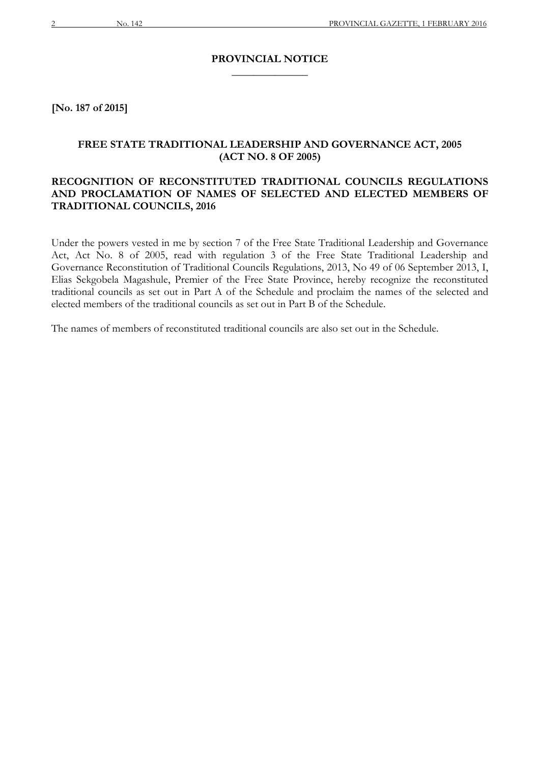## PROVINCIAL NOTICE

**[No. 187 of 2015]**

### FREE STATE TRADITIONAL LEADERSHIP AND GOVERNANCE ACT, 2005 (ACT NO. 8 OF 2005)

### RECOGNITION OF RECONSTITUTED TRADITIONAL COUNCILS REGULATIONS AND PROCLAMATION OF NAMES OF SELECTED AND ELECTED MEMBERS OF TRADITIONAL COUNCILS, 2016

Under the powers vested in me by section 7 of the Free State Traditional Leadership and Governance Act, Act No. 8 of 2005, read with regulation 3 of the Free State Traditional Leadership and Governance Reconstitution of Traditional Councils Regulations, 2013, No 49 of 06 September 2013, I, Elias Sekgobela Magashule, Premier of the Free State Province, hereby recognize the reconstituted traditional councils as set out in Part A of the Schedule and proclaim the names of the selected and elected members of the traditional councils as set out in Part B of the Schedule.

The names of members of reconstituted traditional councils are also set out in the Schedule.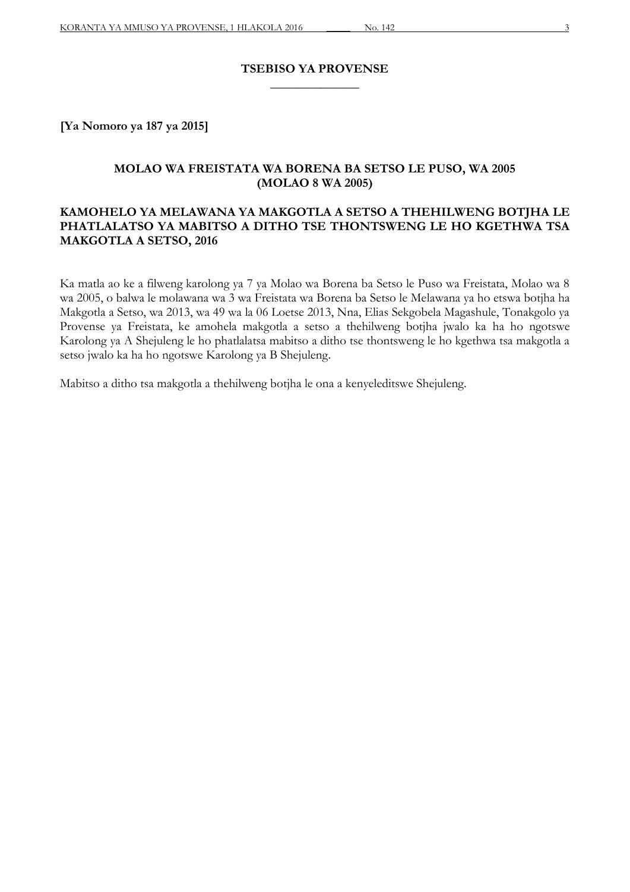## TSEBISO YA PROVENSE

**[Ya Nomoro ya 187 ya 2015]**

### MOLAO WA FREISTATA WA BORENA BA SETSO LE PUSO, WA 2005 (MOLAO 8 WA 2005)

### KAMOHELO YA MELAWANA YA MAKGOTLA A SETSO A THEHILWENG BOTJHA LE PHATLALATSO YA MABITSO A DITHO TSE THONTSWENG LE HO KGETHWA TSA MAKGOTLA A SETSO, 2016

Ka matla ao ke a filweng karolong ya 7 ya Molao wa Borena ba Setso le Puso wa Freistata, Molao wa 8 wa 2005, o balwa le molawana wa 3 wa Freistata wa Borena ba Setso le Melawana ya ho etswa botjha ha Makgotla a Setso, wa 2013, wa 49 wa la 06 Loetse 2013, Nna, Elias Sekgobela Magashule, Tonakgolo ya Provense ya Freistata, ke amohela makgotla a setso a thehilweng botjha jwalo ka ha ho ngotswe Karolong ya A Shejuleng le ho phatlalatsa mabitso a ditho tse thontsweng le ho kgethwa tsa makgotla a setso jwalo ka ha ho ngotswe Karolong ya B Shejuleng.

Mabitso a ditho tsa makgotla a thehilweng botjha le ona a kenyeleditswe Shejuleng.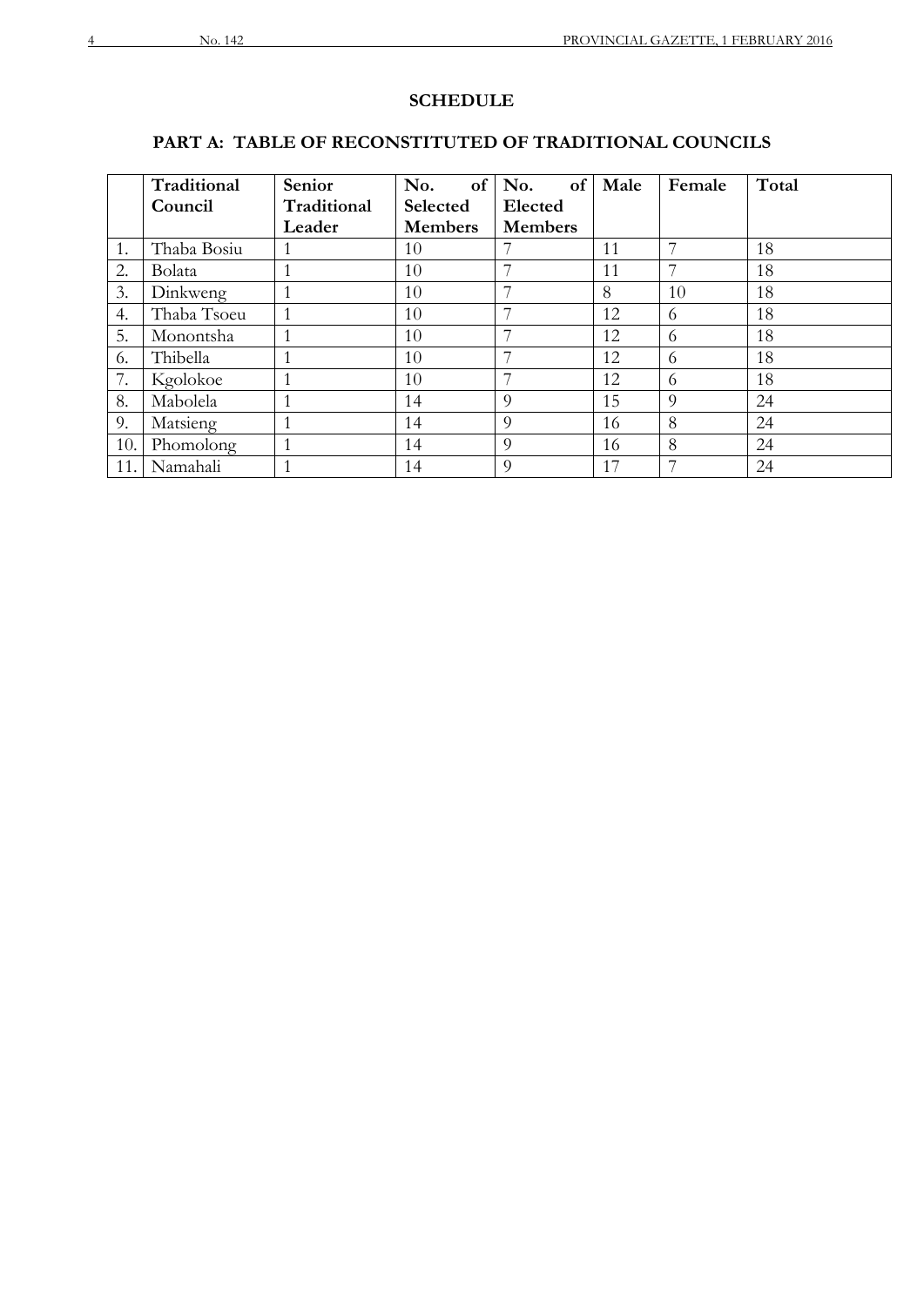## SCHEDULE

### PART A: TABLE OF RECONSTITUTED OF TRADITIONAL COUNCILS

| | Traditional Council | Senior Traditional Leader | No. of Selected Members | No. of Elected Members | Male | Female | Total |
|---|---|---|---|---|---|---|---|
| 1. | Thaba Bosiu | 1 | 10 | 7 | 11 | 7 | 18 |
| 2. | Bolata | 1 | 10 | 7 | 11 | 7 | 18 |
| 3. | Dinkweng | 1 | 10 | 7 | 8 | 10 | 18 |
| 4. | Thaba Tsoeu | 1 | 10 | 7 | 12 | 6 | 18 |
| 5. | Monontsha | 1 | 10 | 7 | 12 | 6 | 18 |
| 6. | Thibella | 1 | 10 | 7 | 12 | 6 | 18 |
| 7. | Kgolokoe | 1 | 10 | 7 | 12 | 6 | 18 |
| 8. | Mabolela | 1 | 14 | 9 | 15 | 9 | 24 |
| 9. | Matsieng | 1 | 14 | 9 | 16 | 8 | 24 |
| 10. | Phomolong | 1 | 14 | 9 | 16 | 8 | 24 |
| 11. | Namahali | 1 | 14 | 9 | 17 | 7 | 24 |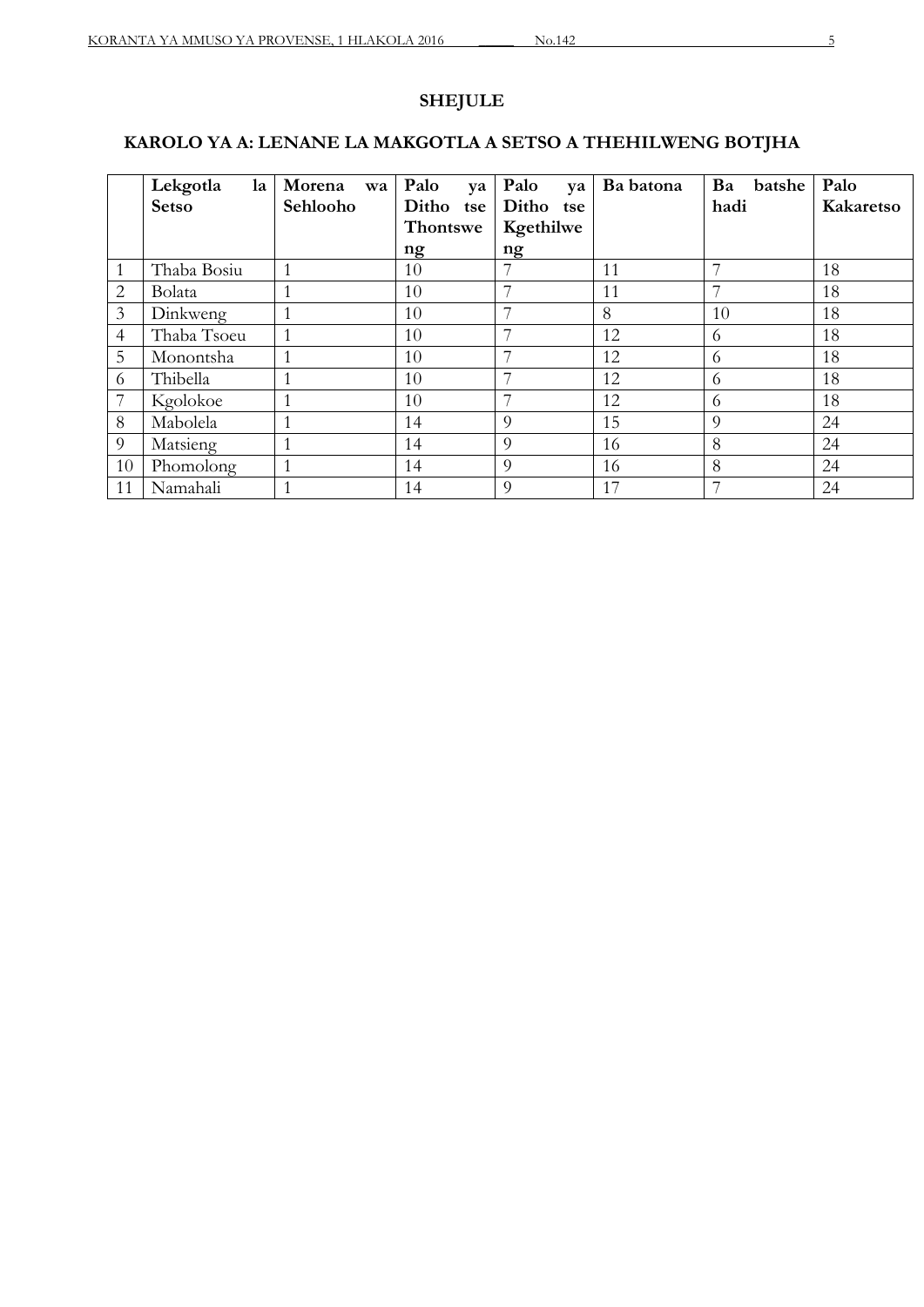# SHEJULE

## KAROLO YA A: LENANE LA MAKGOTLA A SETSO A THEHILWENG BOTJHA

| | Lekgotla la Setso | Morena wa Sehlooho | Palo ya Ditho tse Thontsweng | Palo ya Ditho tse Kgethilweng | Ba batona | Ba batshehadi | Palo Kakaretso |
|---|---|---|---|---|---|---|---|
| 1 | Thaba Bosiu | 1 | 10 | 7 | 11 | 7 | 18 |
| 2 | Bolata | 1 | 10 | 7 | 11 | 7 | 18 |
| 3 | Dinkweng | 1 | 10 | 7 | 8 | 10 | 18 |
| 4 | Thaba Tsoeu | 1 | 10 | 7 | 12 | 6 | 18 |
| 5 | Monontsha | 1 | 10 | 7 | 12 | 6 | 18 |
| 6 | Thibella | 1 | 10 | 7 | 12 | 6 | 18 |
| 7 | Kgolokoe | 1 | 10 | 7 | 12 | 6 | 18 |
| 8 | Mabolela | 1 | 14 | 9 | 15 | 9 | 24 |
| 9 | Matsieng | 1 | 14 | 9 | 16 | 8 | 24 |
| 10 | Phomolong | 1 | 14 | 9 | 16 | 8 | 24 |
| 11 | Namahali | 1 | 14 | 9 | 17 | 7 | 24 |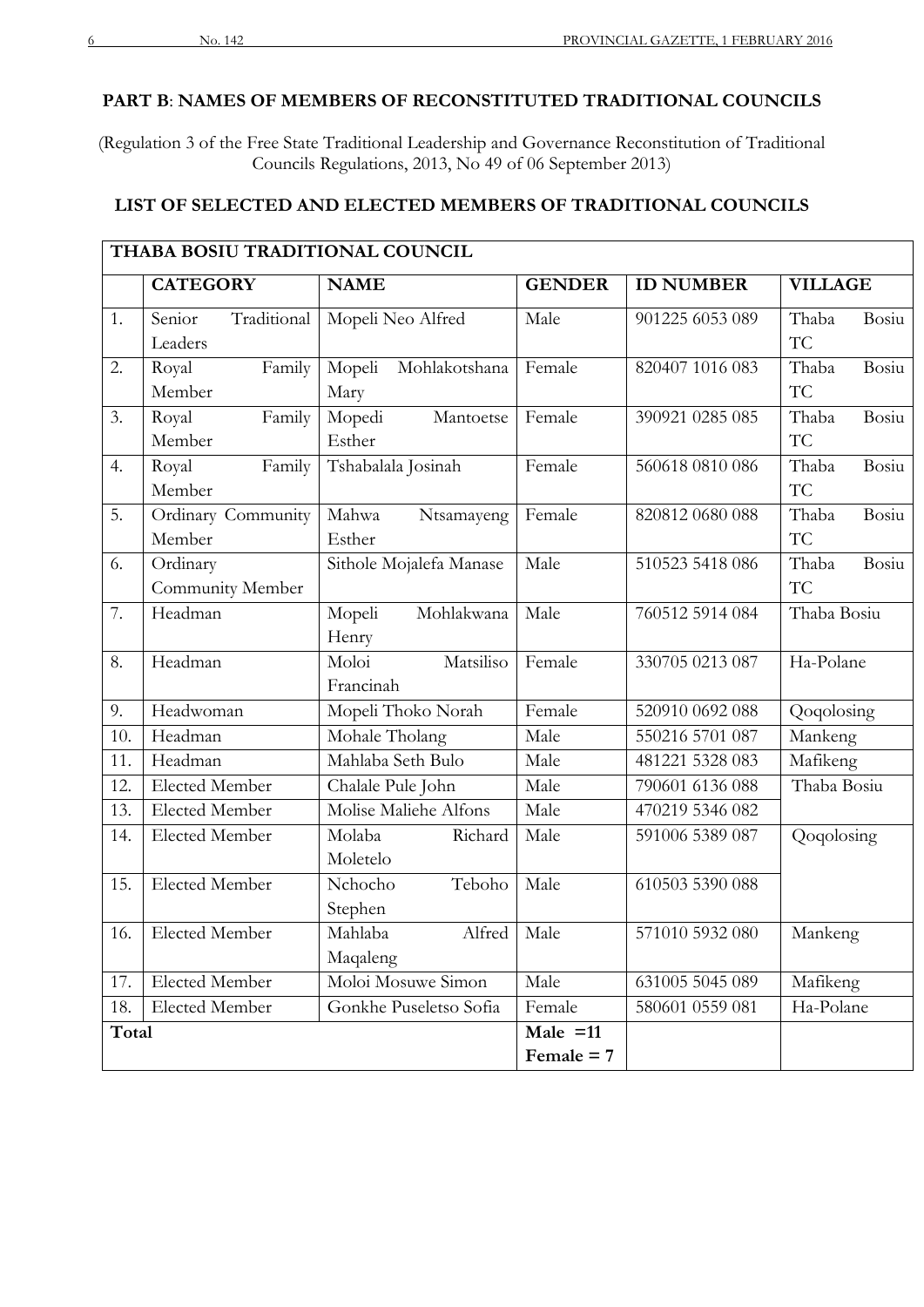**PART B**: **NAMES OF MEMBERS OF RECONSTITUTED TRADITIONAL COUNCILS**

(Regulation 3 of the Free State Traditional Leadership and Governance Reconstitution of Traditional Councils Regulations, 2013, No 49 of 06 September 2013)

**LIST OF SELECTED AND ELECTED MEMBERS OF TRADITIONAL COUNCILS**

| **THABA BOSIU TRADITIONAL COUNCIL** | | | | | |
|---|---|---|---|---|---|
| | **CATEGORY** | **NAME** | **GENDER** | **ID NUMBER** | **VILLAGE** |
| 1. | Senior Traditional Leaders | Mopeli Neo Alfred | Male | 901225 6053 089 | Thaba Bosiu TC |
| 2. | Royal Family Member | Mopeli Mohlakotshana Mary | Female | 820407 1016 083 | Thaba Bosiu TC |
| 3. | Royal Family Member | Mopedi Mantoetse Esther | Female | 390921 0285 085 | Thaba Bosiu TC |
| 4. | Royal Family Member | Tshabalala Josinah | Female | 560618 0810 086 | Thaba Bosiu TC |
| 5. | Ordinary Community Member | Mahwa Ntsamayeng Esther | Female | 820812 0680 088 | Thaba Bosiu TC |
| 6. | Ordinary Community Member | Sithole Mojalefa Manase | Male | 510523 5418 086 | Thaba Bosiu TC |
| 7. | Headman | Mopeli Mohlakwana Henry | Male | 760512 5914 084 | Thaba Bosiu |
| 8. | Headman | Moloi Matsiliso Francinah | Female | 330705 0213 087 | Ha-Polane |
| 9. | Headwoman | Mopeli Thoko Norah | Female | 520910 0692 088 | Qoqolosing |
| 10. | Headman | Mohale Tholang | Male | 550216 5701 087 | Mankeng |
| 11. | Headman | Mahlaba Seth Bulo | Male | 481221 5328 083 | Mafikeng |
| 12. | Elected Member | Chalale Pule John | Male | 790601 6136 088 | Thaba Bosiu |
| 13. | Elected Member | Molise Maliehe Alfons | Male | 470219 5346 082 | |
| 14. | Elected Member | Molaba Richard Moletelo | Male | 591006 5389 087 | Qoqolosing |
| 15. | Elected Member | Nchocho Teboho Stephen | Male | 610503 5390 088 | |
| 16. | Elected Member | Mahlaba Alfred Maqaleng | Male | 571010 5932 080 | Mankeng |
| 17. | Elected Member | Moloi Mosuwe Simon | Male | 631005 5045 089 | Mafikeng |
| 18. | Elected Member | Gonkhe Puseletso Sofia | Female | 580601 0559 081 | Ha-Polane |
| **Total** | | | **Male =11** **Female = 7** | | |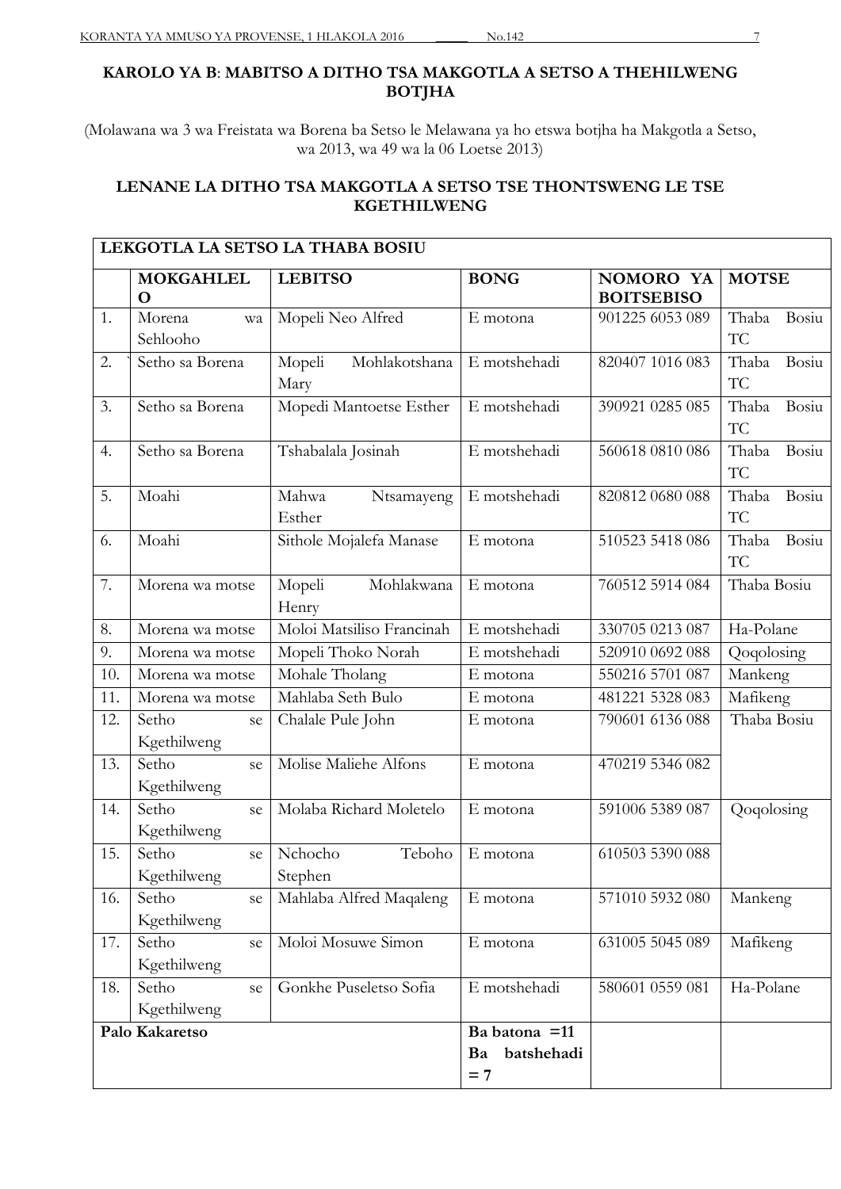**KAROLO YA B**: **MABITSO A DITHO TSA MAKGOTLA A SETSO A THEHILWENG BOTJHA**

(Molawana wa 3 wa Freistata wa Borena ba Setso le Melawana ya ho etswa botjha ha Makgotla a Setso, wa 2013, wa 49 wa la 06 Loetse 2013)

**LENANE LA DITHO TSA MAKGOTLA A SETSO TSE THONTSWENG LE TSE KGETHILWENG**

| **LEKGOTLA LA SETSO LA THABA BOSIU** | | | | | |
|---|---|---|---|---|---|
| | **MOKGAHLELO** | **LEBITSO** | **BONG** | **NOMORO YA BOITSEBISO** | **MOTSE** |
| 1. | Morena wa Sehlooho | Mopeli Neo Alfred | E motona | 901225 6053 089 | Thaba Bosiu TC |
| 2. | Setho sa Borena | Mopeli Mohlakotshana Mary | E motshehadi | 820407 1016 083 | Thaba Bosiu TC |
| 3. | Setho sa Borena | Mopedi Mantoetse Esther | E motshehadi | 390921 0285 085 | Thaba Bosiu TC |
| 4. | Setho sa Borena | Tshabalala Josinah | E motshehadi | 560618 0810 086 | Thaba Bosiu TC |
| 5. | Moahi | Mahwa Ntsamayeng Esther | E motshehadi | 820812 0680 088 | Thaba Bosiu TC |
| 6. | Moahi | Sithole Mojalefa Manase | E motona | 510523 5418 086 | Thaba Bosiu TC |
| 7. | Morena wa motse | Mopeli Mohlakwana Henry | E motona | 760512 5914 084 | Thaba Bosiu |
| 8. | Morena wa motse | Moloi Matsiliso Francinah | E motshehadi | 330705 0213 087 | Ha-Polane |
| 9. | Morena wa motse | Mopeli Thoko Norah | E motshehadi | 520910 0692 088 | Qoqolosing |
| 10. | Morena wa motse | Mohale Tholang | E motona | 550216 5701 087 | Mankeng |
| 11. | Morena wa motse | Mahlaba Seth Bulo | E motona | 481221 5328 083 | Mafikeng |
| 12. | Setho se Kgethilweng | Chalale Pule John | E motona | 790601 6136 088 | Thaba Bosiu |
| 13. | Setho se Kgethilweng | Molise Maliehe Alfons | E motona | 470219 5346 082 | |
| 14. | Setho se Kgethilweng | Molaba Richard Moletelo | E motona | 591006 5389 087 | Qoqolosing |
| 15. | Setho se Kgethilweng | Nchocho Teboho Stephen | E motona | 610503 5390 088 | |
| 16. | Setho se Kgethilweng | Mahlaba Alfred Maqaleng | E motona | 571010 5932 080 | Mankeng |
| 17. | Setho se Kgethilweng | Moloi Mosuwe Simon | E motona | 631005 5045 089 | Mafikeng |
| 18. | Setho se Kgethilweng | Gonkhe Puseletso Sofia | E motshehadi | 580601 0559 081 | Ha-Polane |
| **Palo Kakaretso** | | | **Ba batona =11** **Ba batshehadi = 7** | | |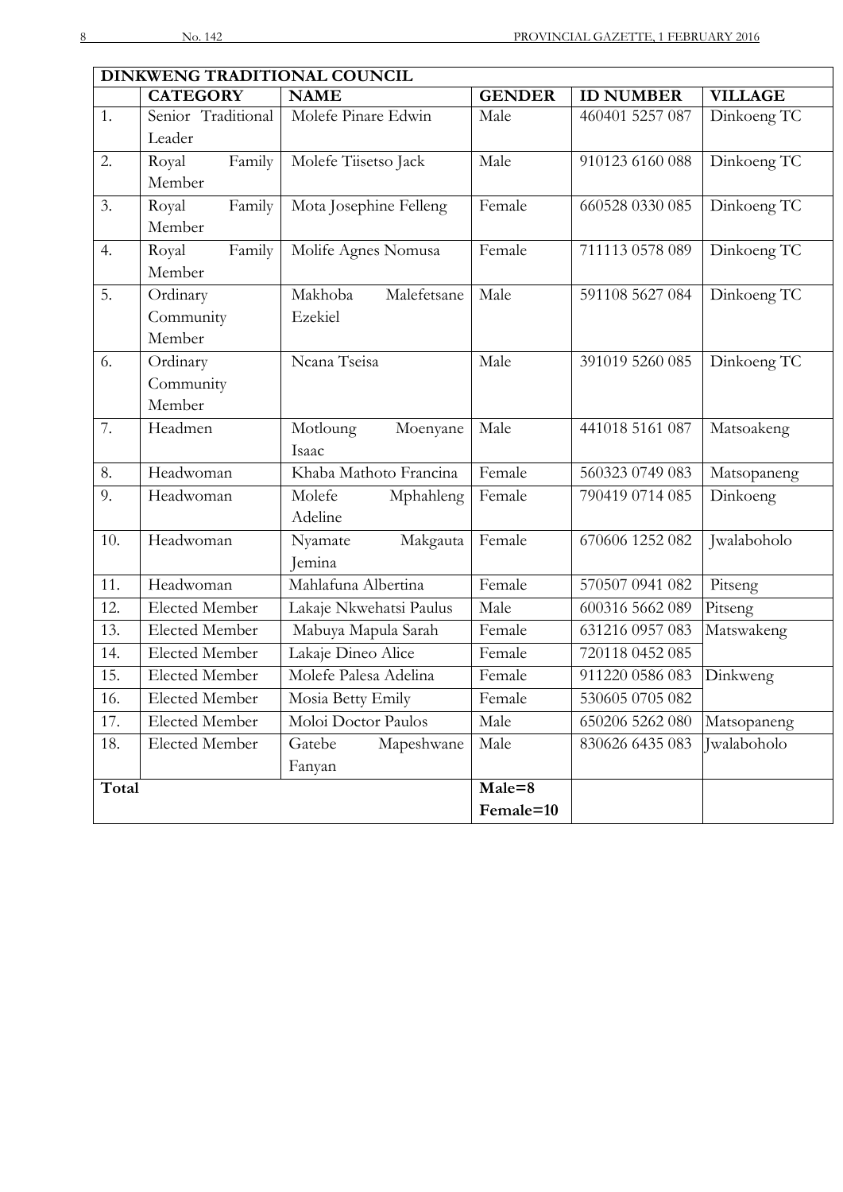| DINKWENG TRADITIONAL COUNCIL | | | | | |
|---|---|---|---|---|---|
| | **CATEGORY** | **NAME** | **GENDER** | **ID NUMBER** | **VILLAGE** |
| 1. | Senior Traditional Leader | Molefe Pinare Edwin | Male | 460401 5257 087 | Dinkoeng TC |
| 2. | Royal Family Member | Molefe Tiisetso Jack | Male | 910123 6160 088 | Dinkoeng TC |
| 3. | Royal Family Member | Mota Josephine Felleng | Female | 660528 0330 085 | Dinkoeng TC |
| 4. | Royal Family Member | Molife Agnes Nomusa | Female | 711113 0578 089 | Dinkoeng TC |
| 5. | Ordinary Community Member | Makhoba Malefetsane Ezekiel | Male | 591108 5627 084 | Dinkoeng TC |
| 6. | Ordinary Community Member | Ncana Tseisa | Male | 391019 5260 085 | Dinkoeng TC |
| 7. | Headmen | Motloung Moenyane Isaac | Male | 441018 5161 087 | Matsoakeng |
| 8. | Headwoman | Khaba Mathoto Francina | Female | 560323 0749 083 | Matsopaneng |
| 9. | Headwoman | Molefe Mphahleng Adeline | Female | 790419 0714 085 | Dinkoeng |
| 10. | Headwoman | Nyamate Makgauta Jemina | Female | 670606 1252 082 | Jwalaboholo |
| 11. | Headwoman | Mahlafuna Albertina | Female | 570507 0941 082 | Pitseng |
| 12. | Elected Member | Lakaje Nkwehatsi Paulus | Male | 600316 5662 089 | Pitseng |
| 13. | Elected Member | Mabuya Mapula Sarah | Female | 631216 0957 083 | Matswakeng |
| 14. | Elected Member | Lakaje Dineo Alice | Female | 720118 0452 085 | |
| 15. | Elected Member | Molefe Palesa Adelina | Female | 911220 0586 083 | Dinkweng |
| 16. | Elected Member | Mosia Betty Emily | Female | 530605 0705 082 | |
| 17. | Elected Member | Moloi Doctor Paulos | Male | 650206 5262 080 | Matsopaneng |
| 18. | Elected Member | Gatebe Mapeshwane Fanyan | Male | 830626 6435 083 | Jwalaboholo |
| **Total** | | | **Male=8** **Female=10** | | |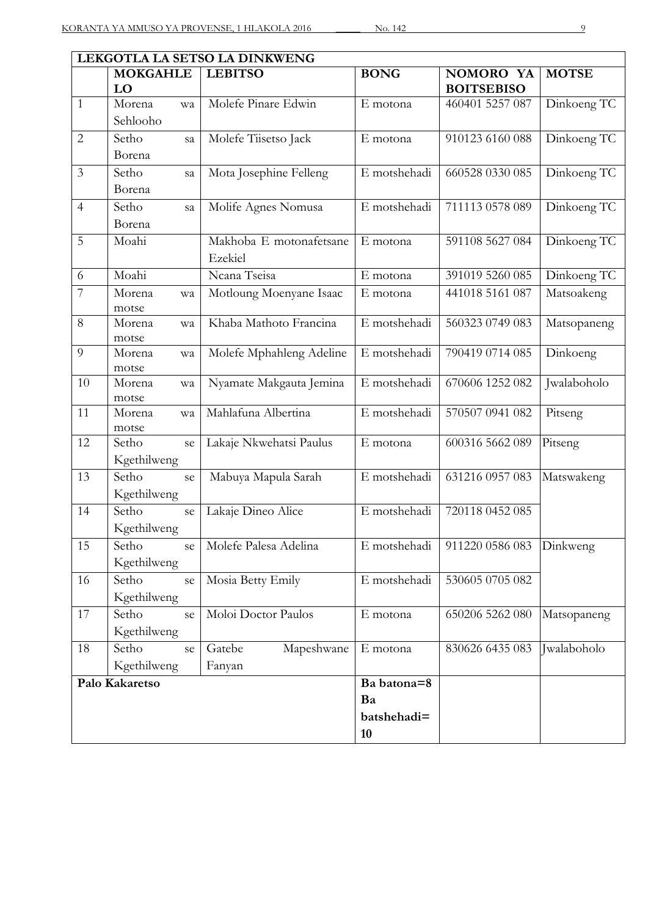| LEKGOTLA LA SETSO LA DINKWENG | | | | | |
|---|---|---|---|---|---|
| | **MOKGAHLE LO** | **LEBITSO** | **BONG** | **NOMORO YA BOITSEBISO** | **MOTSE** |
| 1 | Morena wa Sehlooho | Molefe Pinare Edwin | E motona | 460401 5257 087 | Dinkoeng TC |
| 2 | Setho sa Borena | Molefe Tiisetso Jack | E motona | 910123 6160 088 | Dinkoeng TC |
| 3 | Setho sa Borena | Mota Josephine Felleng | E motshehadi | 660528 0330 085 | Dinkoeng TC |
| 4 | Setho sa Borena | Molife Agnes Nomusa | E motshehadi | 711113 0578 089 | Dinkoeng TC |
| 5 | Moahi | Makhoba E motonafetsane Ezekiel | E motona | 591108 5627 084 | Dinkoeng TC |
| 6 | Moahi | Ncana Tseisa | E motona | 391019 5260 085 | Dinkoeng TC |
| 7 | Morena wa motse | Motloung Moenyane Isaac | E motona | 441018 5161 087 | Matsoakeng |
| 8 | Morena wa motse | Khaba Mathoto Francina | E motshehadi | 560323 0749 083 | Matsopaneng |
| 9 | Morena wa motse | Molefe Mphahleng Adeline | E motshehadi | 790419 0714 085 | Dinkoeng |
| 10 | Morena wa motse | Nyamate Makgauta Jemina | E motshehadi | 670606 1252 082 | Jwalaboholo |
| 11 | Morena wa motse | Mahlafuna Albertina | E motshehadi | 570507 0941 082 | Pitseng |
| 12 | Setho se Kgethilweng | Lakaje Nkwehatsi Paulus | E motona | 600316 5662 089 | Pitseng |
| 13 | Setho se Kgethilweng | Mabuya Mapula Sarah | E motshehadi | 631216 0957 083 | Matswakeng |
| 14 | Setho se Kgethilweng | Lakaje Dineo Alice | E motshehadi | 720118 0452 085 | |
| 15 | Setho se Kgethilweng | Molefe Palesa Adelina | E motshehadi | 911220 0586 083 | Dinkweng |
| 16 | Setho se Kgethilweng | Mosia Betty Emily | E motshehadi | 530605 0705 082 | |
| 17 | Setho se Kgethilweng | Moloi Doctor Paulos | E motona | 650206 5262 080 | Matsopaneng |
| 18 | Setho se Kgethilweng | Gatebe Mapeshwane Fanyan | E motona | 830626 6435 083 | Jwalaboholo |
| **Palo Kakaretso** | | | **Ba batona=8 Ba batshehadi=10** | | |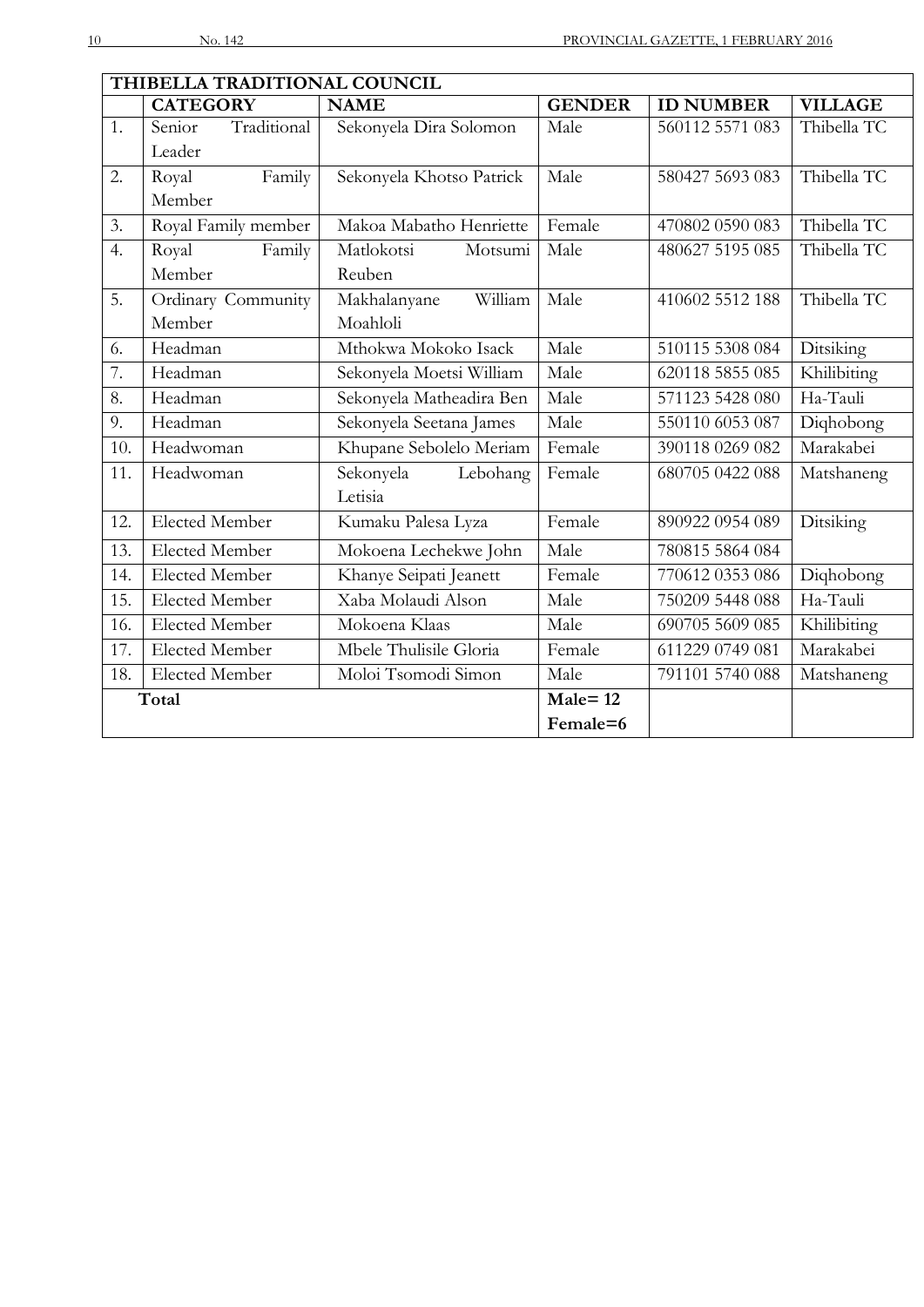| THIBELLA TRADITIONAL COUNCIL | | | | | |
|---|---|---|---|---|---|
| | **CATEGORY** | **NAME** | **GENDER** | **ID NUMBER** | **VILLAGE** |
| 1. | Senior Traditional Leader | Sekonyela Dira Solomon | Male | 560112 5571 083 | Thibella TC |
| 2. | Royal Family Member | Sekonyela Khotso Patrick | Male | 580427 5693 083 | Thibella TC |
| 3. | Royal Family member | Makoa Mabatho Henriette | Female | 470802 0590 083 | Thibella TC |
| 4. | Royal Family Member | Matlokotsi Motsumi Reuben | Male | 480627 5195 085 | Thibella TC |
| 5. | Ordinary Community Member | Makhalanyane William Moahloli | Male | 410602 5512 188 | Thibella TC |
| 6. | Headman | Mthokwa Mokoko Isack | Male | 510115 5308 084 | Ditsiking |
| 7. | Headman | Sekonyela Moetsi William | Male | 620118 5855 085 | Khilibiting |
| 8. | Headman | Sekonyela Matheadira Ben | Male | 571123 5428 080 | Ha-Tauli |
| 9. | Headman | Sekonyela Seetana James | Male | 550110 6053 087 | Diqhobong |
| 10. | Headwoman | Khupane Sebolelo Meriam | Female | 390118 0269 082 | Marakabei |
| 11. | Headwoman | Sekonyela Lebohang Letisia | Female | 680705 0422 088 | Matshaneng |
| 12. | Elected Member | Kumaku Palesa Lyza | Female | 890922 0954 089 | Ditsiking |
| 13. | Elected Member | Mokoena Lechekwe John | Male | 780815 5864 084 | |
| 14. | Elected Member | Khanye Seipati Jeanett | Female | 770612 0353 086 | Diqhobong |
| 15. | Elected Member | Xaba Molaudi Alson | Male | 750209 5448 088 | Ha-Tauli |
| 16. | Elected Member | Mokoena Klaas | Male | 690705 5609 085 | Khilibiting |
| 17. | Elected Member | Mbele Thulisile Gloria | Female | 611229 0749 081 | Marakabei |
| 18. | Elected Member | Moloi Tsomodi Simon | Male | 791101 5740 088 | Matshaneng |
| | **Total** | | **Male= 12 Female=6** | | |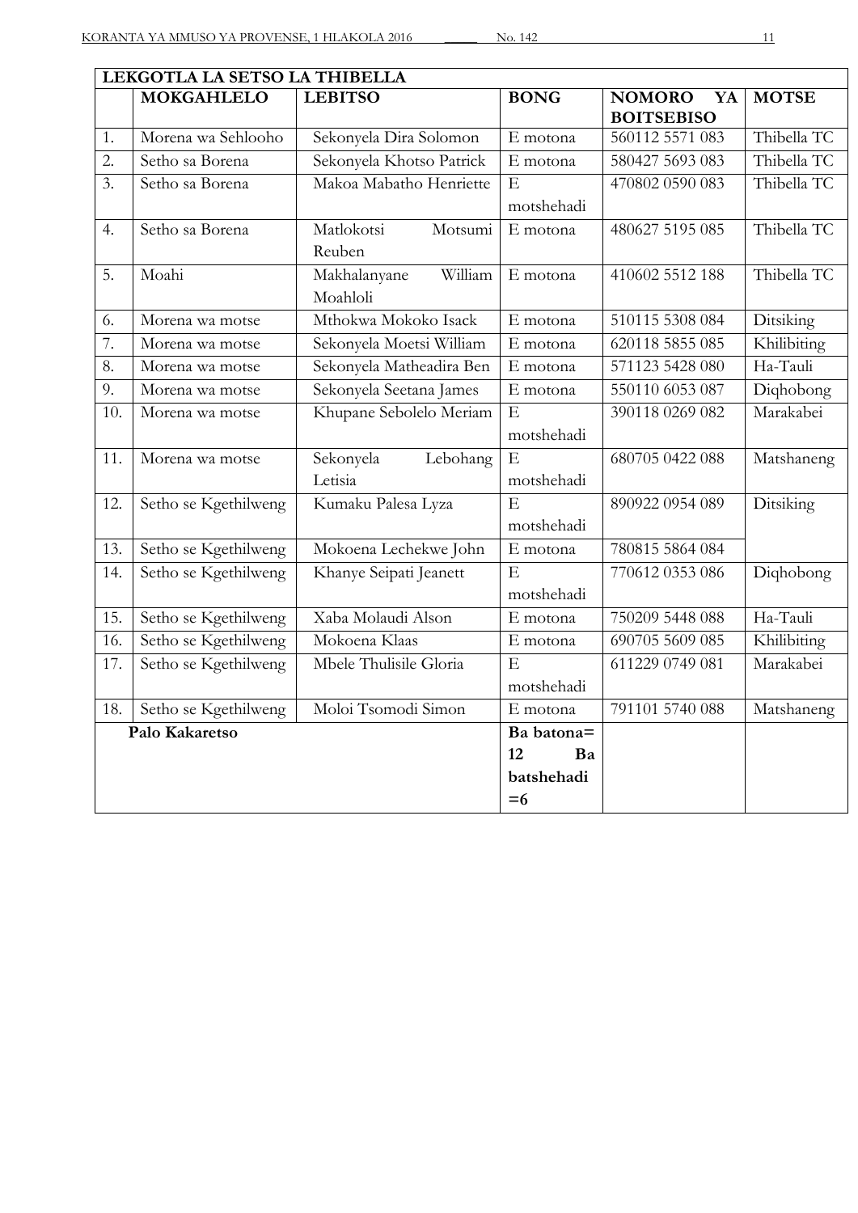| LEKGOTLA LA SETSO LA THIBELLA | | | | | |
|---|---|---|---|---|---|
| | **MOKGAHLELO** | **LEBITSO** | **BONG** | **NOMORO YA BOITSEBISO** | **MOTSE** |
| 1. | Morena wa Sehlooho | Sekonyela Dira Solomon | E motona | 560112 5571 083 | Thibella TC |
| 2. | Setho sa Borena | Sekonyela Khotso Patrick | E motona | 580427 5693 083 | Thibella TC |
| 3. | Setho sa Borena | Makoa Mabatho Henriette | E motshehadi | 470802 0590 083 | Thibella TC |
| 4. | Setho sa Borena | Matlokotsi Motsumi Reuben | E motona | 480627 5195 085 | Thibella TC |
| 5. | Moahi | Makhalanyane William Moahloli | E motona | 410602 5512 188 | Thibella TC |
| 6. | Morena wa motse | Mthokwa Mokoko Isack | E motona | 510115 5308 084 | Ditsiking |
| 7. | Morena wa motse | Sekonyela Moetsi William | E motona | 620118 5855 085 | Khilibiting |
| 8. | Morena wa motse | Sekonyela Matheadira Ben | E motona | 571123 5428 080 | Ha-Tauli |
| 9. | Morena wa motse | Sekonyela Seetana James | E motona | 550110 6053 087 | Diqhobong |
| 10. | Morena wa motse | Khupane Sebolelo Meriam | E motshehadi | 390118 0269 082 | Marakabei |
| 11. | Morena wa motse | Sekonyela Lebohang Letisia | E motshehadi | 680705 0422 088 | Matshaneng |
| 12. | Setho se Kgethilweng | Kumaku Palesa Lyza | E motshehadi | 890922 0954 089 | Ditsiking |
| 13. | Setho se Kgethilweng | Mokoena Lechekwe John | E motona | 780815 5864 084 | |
| 14. | Setho se Kgethilweng | Khanye Seipati Jeanett | E motshehadi | 770612 0353 086 | Diqhobong |
| 15. | Setho se Kgethilweng | Xaba Molaudi Alson | E motona | 750209 5448 088 | Ha-Tauli |
| 16. | Setho se Kgethilweng | Mokoena Klaas | E motona | 690705 5609 085 | Khilibiting |
| 17. | Setho se Kgethilweng | Mbele Thulisile Gloria | E motshehadi | 611229 0749 081 | Marakabei |
| 18. | Setho se Kgethilweng | Moloi Tsomodi Simon | E motona | 791101 5740 088 | Matshaneng |
| | **Palo Kakaretso** | | **Ba batona= 12 Ba batshehadi =6** | | |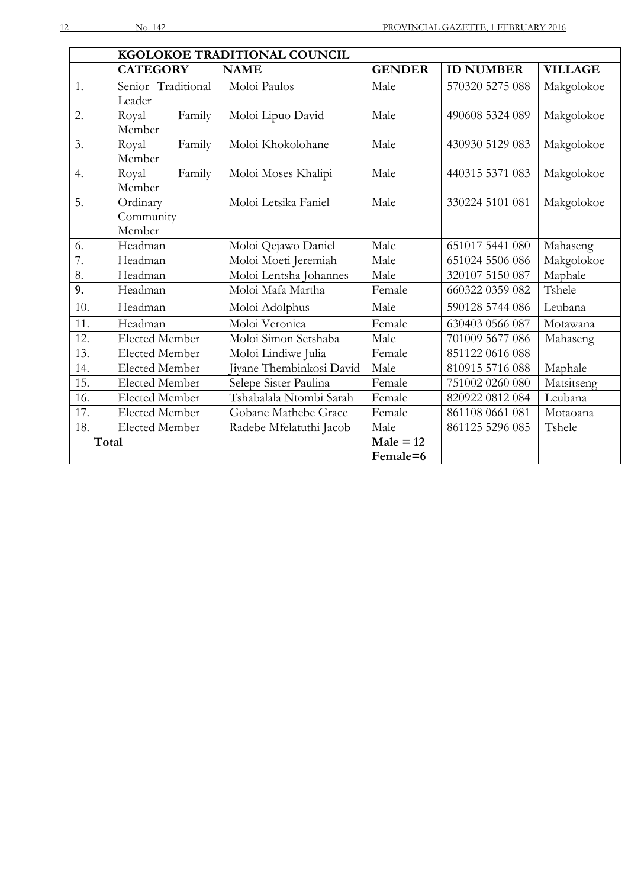| | KGOLOKOE TRADITIONAL COUNCIL | | | | |
|---|---|---|---|---|---|
| | **CATEGORY** | **NAME** | **GENDER** | **ID NUMBER** | **VILLAGE** |
| 1. | Senior Traditional Leader | Moloi Paulos | Male | 570320 5275 088 | Makgolokoe |
| 2. | Royal Family Member | Moloi Lipuo David | Male | 490608 5324 089 | Makgolokoe |
| 3. | Royal Family Member | Moloi Khokolohane | Male | 430930 5129 083 | Makgolokoe |
| 4. | Royal Family Member | Moloi Moses Khalipi | Male | 440315 5371 083 | Makgolokoe |
| 5. | Ordinary Community Member | Moloi Letsika Faniel | Male | 330224 5101 081 | Makgolokoe |
| 6. | Headman | Moloi Qejawo Daniel | Male | 651017 5441 080 | Mahaseng |
| 7. | Headman | Moloi Moeti Jeremiah | Male | 651024 5506 086 | Makgolokoe |
| 8. | Headman | Moloi Lentsha Johannes | Male | 320107 5150 087 | Maphale |
| **9.** | Headman | Moloi Mafa Martha | Female | 660322 0359 082 | Tshele |
| 10. | Headman | Moloi Adolphus | Male | 590128 5744 086 | Leubana |
| 11. | Headman | Moloi Veronica | Female | 630403 0566 087 | Motawana |
| 12. | Elected Member | Moloi Simon Setshaba | Male | 701009 5677 086 | Mahaseng |
| 13. | Elected Member | Moloi Lindiwe Julia | Female | 851122 0616 088 | |
| 14. | Elected Member | Jiyane Thembinkosi David | Male | 810915 5716 088 | Maphale |
| 15. | Elected Member | Selepe Sister Paulina | Female | 751002 0260 080 | Matsitseng |
| 16. | Elected Member | Tshabalala Ntombi Sarah | Female | 820922 0812 084 | Leubana |
| 17. | Elected Member | Gobane Mathebe Grace | Female | 861108 0661 081 | Motaoana |
| 18. | Elected Member | Radebe Mfelatuthi Jacob | Male | 861125 5296 085 | Tshele |
| **Total** | | | **Male = 12** **Female=6** | | |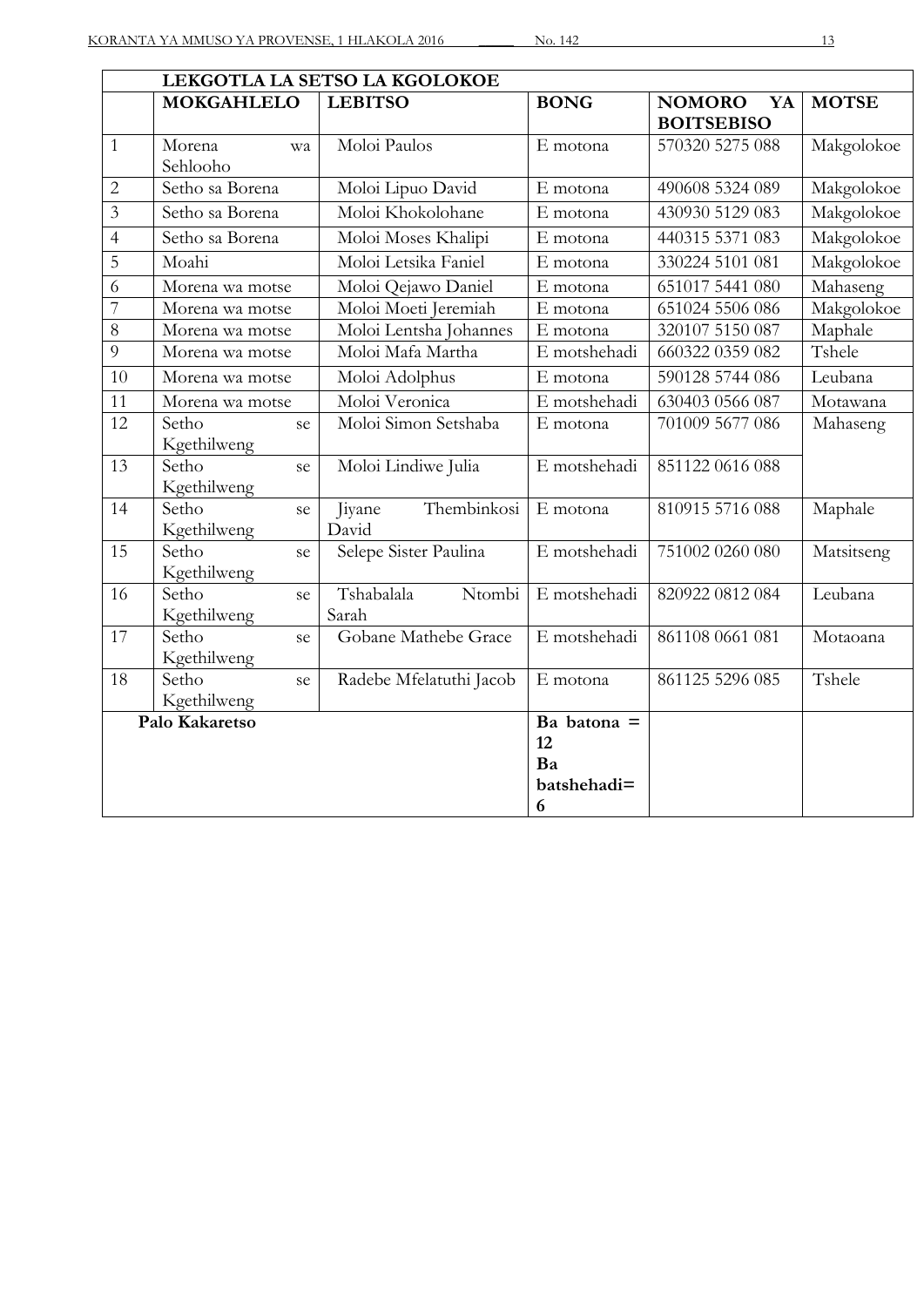| | LEKGOTLA LA SETSO LA KGOLOKOE | | | | |
|---|---|---|---|---|---|
| | **MOKGAHLELO** | **LEBITSO** | **BONG** | **NOMORO YA BOITSEBISO** | **MOTSE** |
| 1 | Morena wa Sehlooho | Moloi Paulos | E motona | 570320 5275 088 | Makgolokoe |
| 2 | Setho sa Borena | Moloi Lipuo David | E motona | 490608 5324 089 | Makgolokoe |
| 3 | Setho sa Borena | Moloi Khokolohane | E motona | 430930 5129 083 | Makgolokoe |
| 4 | Setho sa Borena | Moloi Moses Khalipi | E motona | 440315 5371 083 | Makgolokoe |
| 5 | Moahi | Moloi Letsika Faniel | E motona | 330224 5101 081 | Makgolokoe |
| 6 | Morena wa motse | Moloi Qejawo Daniel | E motona | 651017 5441 080 | Mahaseng |
| 7 | Morena wa motse | Moloi Moeti Jeremiah | E motona | 651024 5506 086 | Makgolokoe |
| 8 | Morena wa motse | Moloi Lentsha Johannes | E motona | 320107 5150 087 | Maphale |
| 9 | Morena wa motse | Moloi Mafa Martha | E motshehadi | 660322 0359 082 | Tshele |
| 10 | Morena wa motse | Moloi Adolphus | E motona | 590128 5744 086 | Leubana |
| 11 | Morena wa motse | Moloi Veronica | E motshehadi | 630403 0566 087 | Motawana |
| 12 | Setho se Kgethilweng | Moloi Simon Setshaba | E motona | 701009 5677 086 | Mahaseng |
| 13 | Setho se Kgethilweng | Moloi Lindiwe Julia | E motshehadi | 851122 0616 088 | |
| 14 | Setho se Kgethilweng | Jiyane Thembinkosi David | E motona | 810915 5716 088 | Maphale |
| 15 | Setho se Kgethilweng | Selepe Sister Paulina | E motshehadi | 751002 0260 080 | Matsitseng |
| 16 | Setho se Kgethilweng | Tshabalala Ntombi Sarah | E motshehadi | 820922 0812 084 | Leubana |
| 17 | Setho se Kgethilweng | Gobane Mathebe Grace | E motshehadi | 861108 0661 081 | Motaoana |
| 18 | Setho se Kgethilweng | Radebe Mfelatuthi Jacob | E motona | 861125 5296 085 | Tshele |
| **Palo Kakaretso** | | | **Ba batona = 12 Ba batshehadi= 6** | | |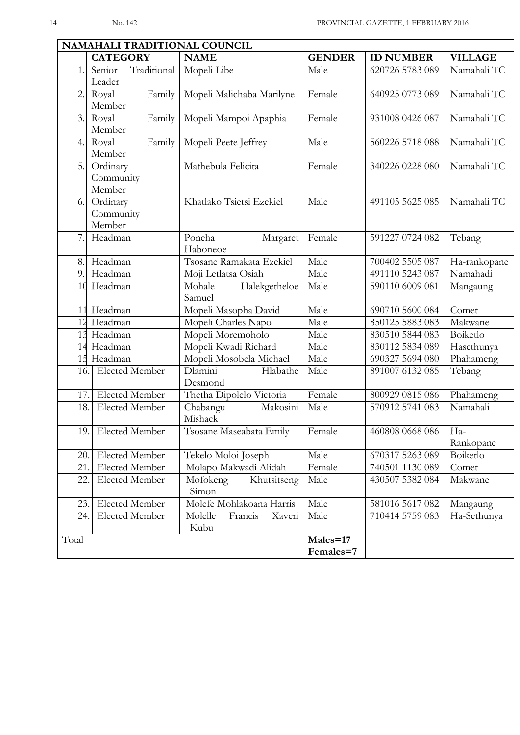| NAMAHALI TRADITIONAL COUNCIL | | | | | |
|---|---|---|---|---|---|
| | **CATEGORY** | **NAME** | **GENDER** | **ID NUMBER** | **VILLAGE** |
| 1. | Senior Traditional Leader | Mopeli Libe | Male | 620726 5783 089 | Namahali TC |
| 2. | Royal Family Member | Mopeli Malichaba Marilyne | Female | 640925 0773 089 | Namahali TC |
| 3. | Royal Family Member | Mopeli Mampoi Apaphia | Female | 931008 0426 087 | Namahali TC |
| 4. | Royal Family Member | Mopeli Peete Jeffrey | Male | 560226 5718 088 | Namahali TC |
| 5. | Ordinary Community Member | Mathebula Felicita | Female | 340226 0228 080 | Namahali TC |
| 6. | Ordinary Community Member | Khatlako Tsietsi Ezekiel | Male | 491105 5625 085 | Namahali TC |
| 7. | Headman | Poneha Margaret Haboneoe | Female | 591227 0724 082 | Tebang |
| 8. | Headman | Tsosane Ramakata Ezekiel | Male | 700402 5505 087 | Ha-rankopane |
| 9. | Headman | Moji Letlatsa Osiah | Male | 491110 5243 087 | Namahadi |
| 10 | Headman | Mohale Halekgetheloe Samuel | Male | 590110 6009 081 | Mangaung |
| 11 | Headman | Mopeli Masopha David | Male | 690710 5600 084 | Comet |
| 12 | Headman | Mopeli Charles Napo | Male | 850125 5883 083 | Makwane |
| 13 | Headman | Mopeli Moremoholo | Male | 830510 5844 083 | Boiketlo |
| 14 | Headman | Mopeli Kwadi Richard | Male | 830112 5834 089 | Hasethunya |
| 15 | Headman | Mopeli Mosobela Michael | Male | 690327 5694 080 | Phahameng |
| 16. | Elected Member | Dlamini Hlabathe Desmond | Male | 891007 6132 085 | Tebang |
| 17. | Elected Member | Thetha Dipolelo Victoria | Female | 800929 0815 086 | Phahameng |
| 18. | Elected Member | Chabangu Makosini Mishack | Male | 570912 5741 083 | Namahali |
| 19. | Elected Member | Tsosane Maseabata Emily | Female | 460808 0668 086 | Ha-Rankopane |
| 20. | Elected Member | Tekelo Moloi Joseph | Male | 670317 5263 089 | Boiketlo |
| 21. | Elected Member | Molapo Makwadi Alidah | Female | 740501 1130 089 | Comet |
| 22. | Elected Member | Mofokeng Khutsitseng Simon | Male | 430507 5382 084 | Makwane |
| 23. | Elected Member | Molefe Mohlakoana Harris | Male | 581016 5617 082 | Mangaung |
| 24. | Elected Member | Molelle Francis Xaveri Kubu | Male | 710414 5759 083 | Ha-Sethunya |
| Total | | | **Males=17 Females=7** | | |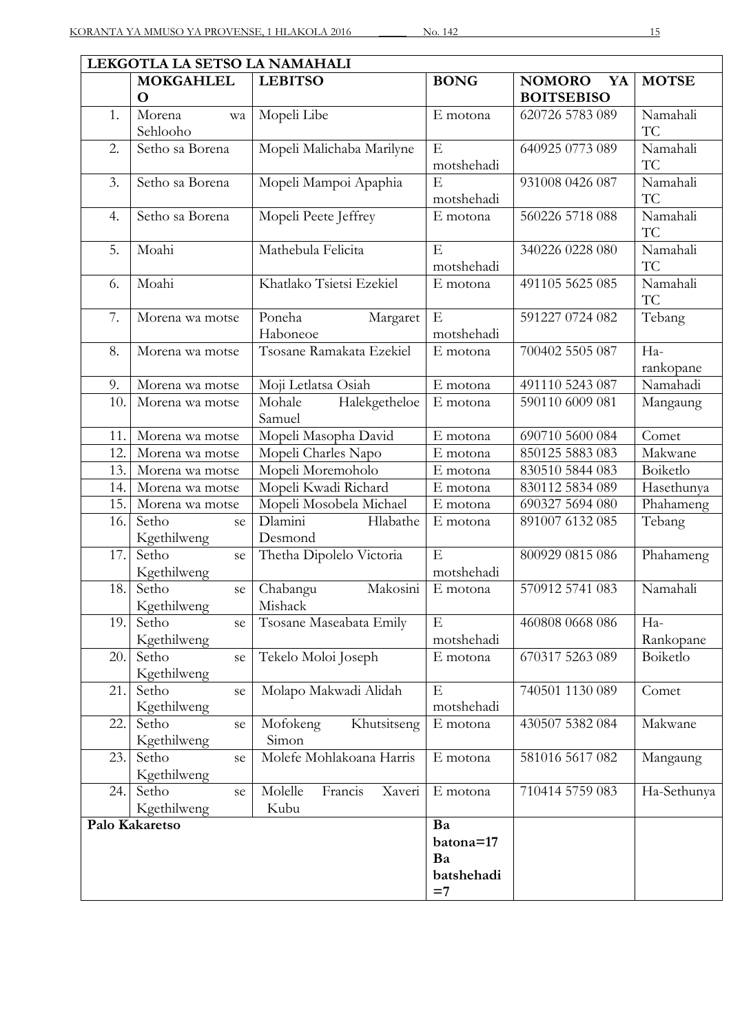| LEKGOTLA LA SETSO LA NAMAHALI | | | | | |
|---|---|---|---|---|---|
| | **MOKGAHLELO** | **LEBITSO** | **BONG** | **NOMORO YA BOITSEBISO** | **MOTSE** |
| 1. | Morena wa Sehlooho | Mopeli Libe | E motona | 620726 5783 089 | Namahali TC |
| 2. | Setho sa Borena | Mopeli Malichaba Marilyne | E motshehadi | 640925 0773 089 | Namahali TC |
| 3. | Setho sa Borena | Mopeli Mampoi Apaphia | E motshehadi | 931008 0426 087 | Namahali TC |
| 4. | Setho sa Borena | Mopeli Peete Jeffrey | E motona | 560226 5718 088 | Namahali TC |
| 5. | Moahi | Mathebula Felicita | E motshehadi | 340226 0228 080 | Namahali TC |
| 6. | Moahi | Khatlako Tsietsi Ezekiel | E motona | 491105 5625 085 | Namahali TC |
| 7. | Morena wa motse | Poneha Margaret Haboneoe | E motshehadi | 591227 0724 082 | Tebang |
| 8. | Morena wa motse | Tsosane Ramakata Ezekiel | E motona | 700402 5505 087 | Ha-rankopane |
| 9. | Morena wa motse | Moji Letlatsa Osiah | E motona | 491110 5243 087 | Namahadi |
| 10. | Morena wa motse | Mohale Halekgetheloe Samuel | E motona | 590110 6009 081 | Mangaung |
| 11. | Morena wa motse | Mopeli Masopha David | E motona | 690710 5600 084 | Comet |
| 12. | Morena wa motse | Mopeli Charles Napo | E motona | 850125 5883 083 | Makwane |
| 13. | Morena wa motse | Mopeli Moremoholo | E motona | 830510 5844 083 | Boiketlo |
| 14. | Morena wa motse | Mopeli Kwadi Richard | E motona | 830112 5834 089 | Hasethunya |
| 15. | Morena wa motse | Mopeli Mosobela Michael | E motona | 690327 5694 080 | Phahameng |
| 16. | Setho se Kgethilweng | Dlamini Hlabathe Desmond | E motona | 891007 6132 085 | Tebang |
| 17. | Setho se Kgethilweng | Thetha Dipolelo Victoria | E motshehadi | 800929 0815 086 | Phahameng |
| 18. | Setho se Kgethilweng | Chabangu Makosini Mishack | E motona | 570912 5741 083 | Namahali |
| 19. | Setho se Kgethilweng | Tsosane Maseabata Emily | E motshehadi | 460808 0668 086 | Ha-Rankopane |
| 20. | Setho se Kgethilweng | Tekelo Moloi Joseph | E motona | 670317 5263 089 | Boiketlo |
| 21. | Setho se Kgethilweng | Molapo Makwadi Alidah | E motshehadi | 740501 1130 089 | Comet |
| 22. | Setho se Kgethilweng | Mofokeng Khutsitseng Simon | E motona | 430507 5382 084 | Makwane |
| 23. | Setho se Kgethilweng | Molefe Mohlakoana Harris | E motona | 581016 5617 082 | Mangaung |
| 24. | Setho se Kgethilweng | Molelle Francis Xaveri Kubu | E motona | 710414 5759 083 | Ha-Sethunya |
| **Palo Kakaretso** | | | **Ba batona=17 Ba batshehadi =7** | | |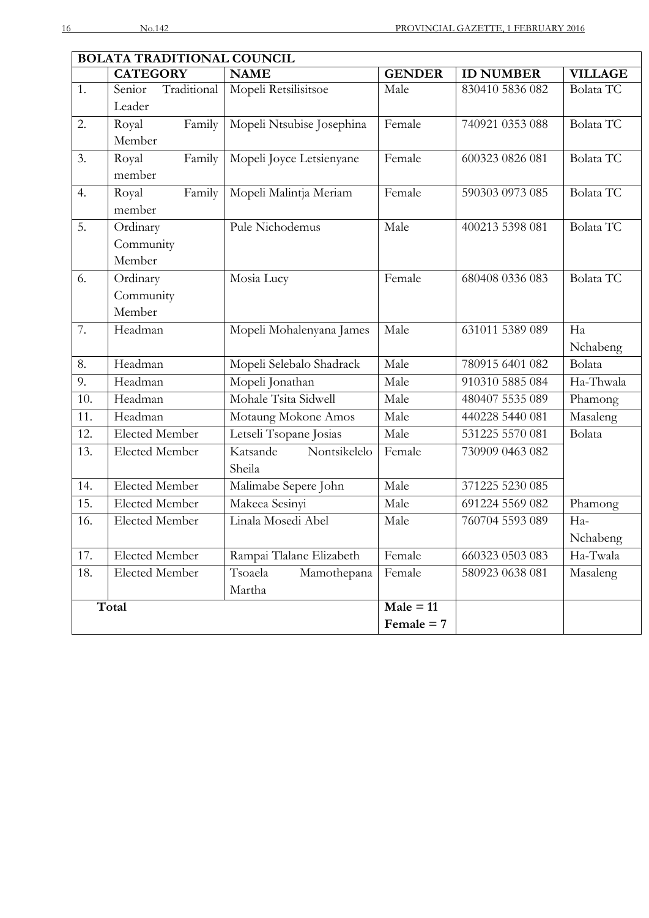| BOLATA TRADITIONAL COUNCIL | | | | | |
|---|---|---|---|---|---|
| | **CATEGORY** | **NAME** | **GENDER** | **ID NUMBER** | **VILLAGE** |
| 1. | Senior Traditional Leader | Mopeli Retsilisitsoe | Male | 830410 5836 082 | Bolata TC |
| 2. | Royal Family Member | Mopeli Ntsubise Josephina | Female | 740921 0353 088 | Bolata TC |
| 3. | Royal Family member | Mopeli Joyce Letsienyane | Female | 600323 0826 081 | Bolata TC |
| 4. | Royal Family member | Mopeli Malintja Meriam | Female | 590303 0973 085 | Bolata TC |
| 5. | Ordinary Community Member | Pule Nichodemus | Male | 400213 5398 081 | Bolata TC |
| 6. | Ordinary Community Member | Mosia Lucy | Female | 680408 0336 083 | Bolata TC |
| 7. | Headman | Mopeli Mohalenyana James | Male | 631011 5389 089 | Ha Nchabeng |
| 8. | Headman | Mopeli Selebalo Shadrack | Male | 780915 6401 082 | Bolata |
| 9. | Headman | Mopeli Jonathan | Male | 910310 5885 084 | Ha-Thwala |
| 10. | Headman | Mohale Tsita Sidwell | Male | 480407 5535 089 | Phamong |
| 11. | Headman | Motaung Mokone Amos | Male | 440228 5440 081 | Masaleng |
| 12. | Elected Member | Letseli Tsopane Josias | Male | 531225 5570 081 | Bolata |
| 13. | Elected Member | Katsande Nontsikelelo Sheila | Female | 730909 0463 082 | |
| 14. | Elected Member | Malimabe Sepere John | Male | 371225 5230 085 | |
| 15. | Elected Member | Makeea Sesinyi | Male | 691224 5569 082 | Phamong |
| 16. | Elected Member | Linala Mosedi Abel | Male | 760704 5593 089 | Ha-Nchabeng |
| 17. | Elected Member | Rampai Tlalane Elizabeth | Female | 660323 0503 083 | Ha-Twala |
| 18. | Elected Member | Tsoaela Mamothepana Martha | Female | 580923 0638 081 | Masaleng |
| **Total** | | | **Male = 11** **Female = 7** | | |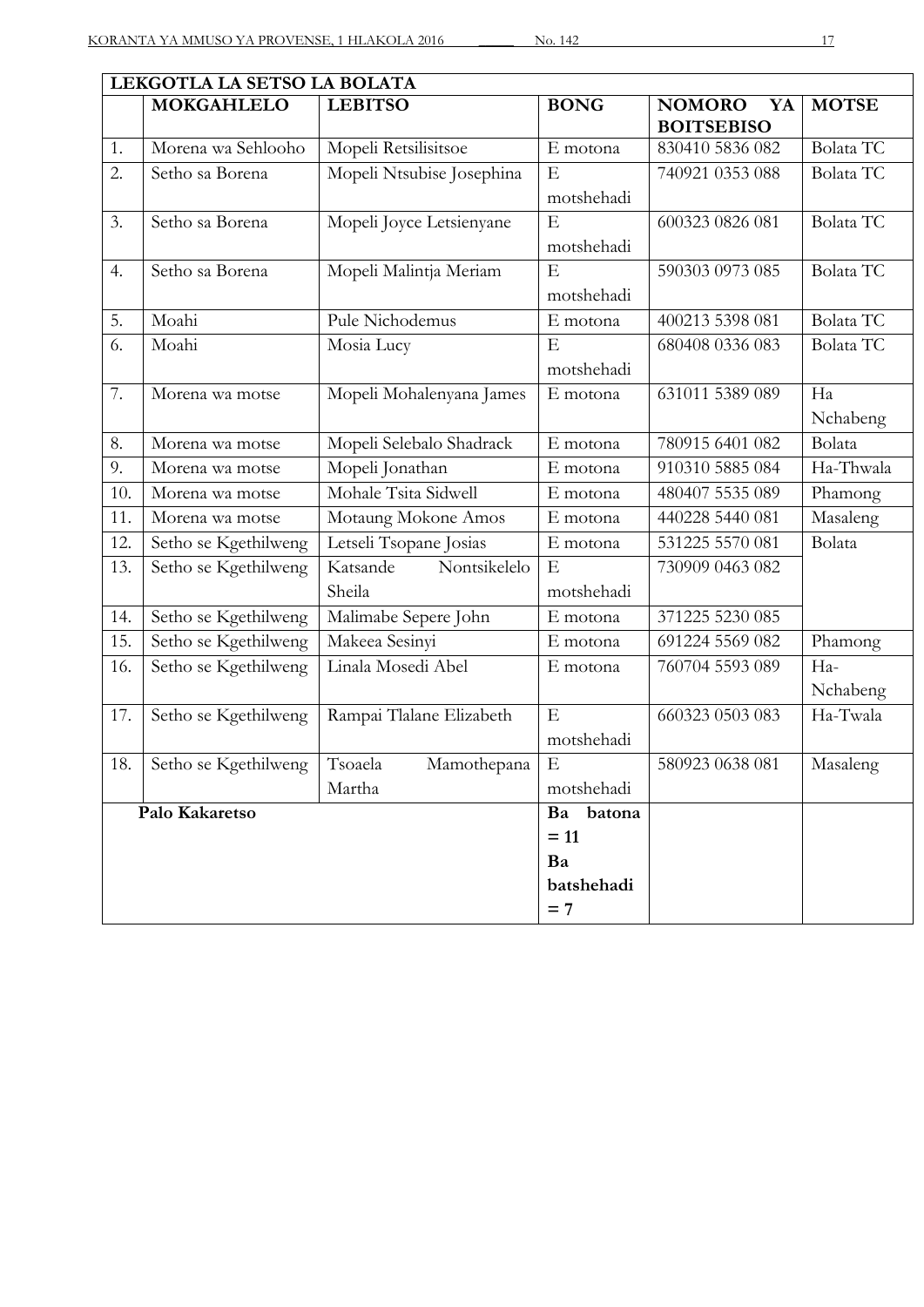| LEKGOTLA LA SETSO LA BOLATA | | | | | |
|---|---|---|---|---|---|
| | **MOKGAHLELO** | **LEBITSO** | **BONG** | **NOMORO YA BOITSEBISO** | **MOTSE** |
| 1. | Morena wa Sehlooho | Mopeli Retsilisitsoe | E motona | 830410 5836 082 | Bolata TC |
| 2. | Setho sa Borena | Mopeli Ntsubise Josephina | E motshehadi | 740921 0353 088 | Bolata TC |
| 3. | Setho sa Borena | Mopeli Joyce Letsienyane | E motshehadi | 600323 0826 081 | Bolata TC |
| 4. | Setho sa Borena | Mopeli Malintja Meriam | E motshehadi | 590303 0973 085 | Bolata TC |
| 5. | Moahi | Pule Nichodemus | E motona | 400213 5398 081 | Bolata TC |
| 6. | Moahi | Mosia Lucy | E motshehadi | 680408 0336 083 | Bolata TC |
| 7. | Morena wa motse | Mopeli Mohalenyana James | E motona | 631011 5389 089 | Ha Nchabeng |
| 8. | Morena wa motse | Mopeli Selebalo Shadrack | E motona | 780915 6401 082 | Bolata |
| 9. | Morena wa motse | Mopeli Jonathan | E motona | 910310 5885 084 | Ha-Thwala |
| 10. | Morena wa motse | Mohale Tsita Sidwell | E motona | 480407 5535 089 | Phamong |
| 11. | Morena wa motse | Motaung Mokone Amos | E motona | 440228 5440 081 | Masaleng |
| 12. | Setho se Kgethilweng | Letseli Tsopane Josias | E motona | 531225 5570 081 | Bolata |
| 13. | Setho se Kgethilweng | Katsande Nontsikelelo Sheila | E motshehadi | 730909 0463 082 | |
| 14. | Setho se Kgethilweng | Malimabe Sepere John | E motona | 371225 5230 085 | |
| 15. | Setho se Kgethilweng | Makeea Sesinyi | E motona | 691224 5569 082 | Phamong |
| 16. | Setho se Kgethilweng | Linala Mosedi Abel | E motona | 760704 5593 089 | Ha-Nchabeng |
| 17. | Setho se Kgethilweng | Rampai Tlalane Elizabeth | E motshehadi | 660323 0503 083 | Ha-Twala |
| 18. | Setho se Kgethilweng | Tsoaela Mamothepana Martha | E motshehadi | 580923 0638 081 | Masaleng |
| **Palo Kakaretso** | | | **Ba batona = 11 Ba batshehadi = 7** | | |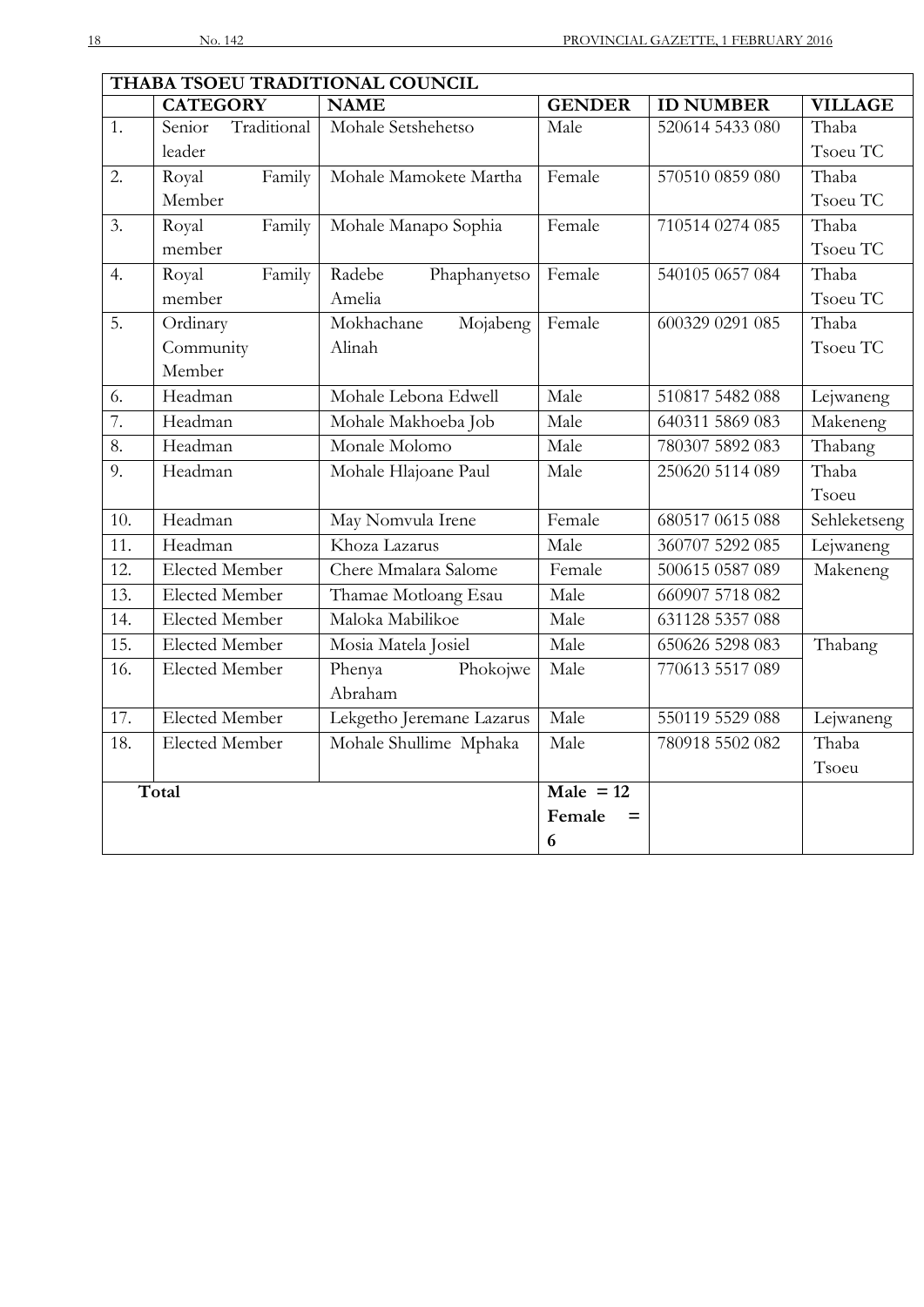| THABA TSOEU TRADITIONAL COUNCIL | | | | | |
|---|---|---|---|---|---|
| | **CATEGORY** | **NAME** | **GENDER** | **ID NUMBER** | **VILLAGE** |
| 1. | Senior Traditional leader | Mohale Setshehetso | Male | 520614 5433 080 | Thaba Tsoeu TC |
| 2. | Royal Family Member | Mohale Mamokete Martha | Female | 570510 0859 080 | Thaba Tsoeu TC |
| 3. | Royal Family member | Mohale Manapo Sophia | Female | 710514 0274 085 | Thaba Tsoeu TC |
| 4. | Royal Family member | Radebe Phaphanyetso Amelia | Female | 540105 0657 084 | Thaba Tsoeu TC |
| 5. | Ordinary Community Member | Mokhachane Mojabeng Alinah | Female | 600329 0291 085 | Thaba Tsoeu TC |
| 6. | Headman | Mohale Lebona Edwell | Male | 510817 5482 088 | Lejwaneng |
| 7. | Headman | Mohale Makhoeba Job | Male | 640311 5869 083 | Makeneng |
| 8. | Headman | Monale Molomo | Male | 780307 5892 083 | Thabang |
| 9. | Headman | Mohale Hlajoane Paul | Male | 250620 5114 089 | Thaba Tsoeu |
| 10. | Headman | May Nomvula Irene | Female | 680517 0615 088 | Sehleketseng |
| 11. | Headman | Khoza Lazarus | Male | 360707 5292 085 | Lejwaneng |
| 12. | Elected Member | Chere Mmalara Salome | Female | 500615 0587 089 | Makeneng |
| 13. | Elected Member | Thamae Motloang Esau | Male | 660907 5718 082 | |
| 14. | Elected Member | Maloka Mabilikoe | Male | 631128 5357 088 | |
| 15. | Elected Member | Mosia Matela Josiel | Male | 650626 5298 083 | Thabang |
| 16. | Elected Member | Phenya Phokojwe Abraham | Male | 770613 5517 089 | |
| 17. | Elected Member | Lekgetho Jeremane Lazarus | Male | 550119 5529 088 | Lejwaneng |
| 18. | Elected Member | Mohale Shullime Mphaka | Male | 780918 5502 082 | Thaba Tsoeu |
| **Total** | | | **Male = 12** **Female = 6** | | |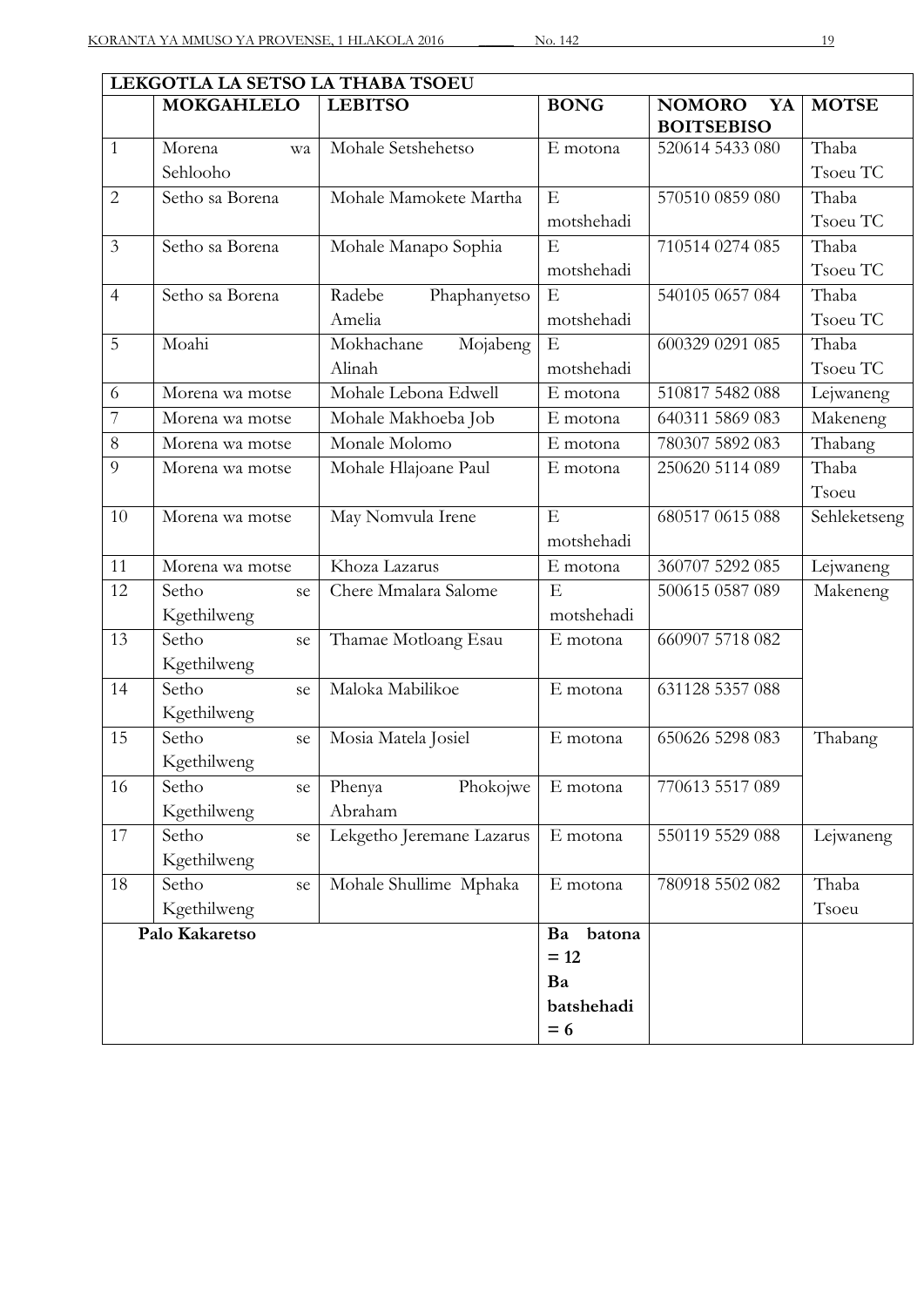| LEKGOTLA LA SETSO LA THABA TSOEU | | | | | |
|---|---|---|---|---|---|
| | **MOKGAHLELO** | **LEBITSO** | **BONG** | **NOMORO YA BOITSEBISO** | **MOTSE** |
| 1 | Morena wa Sehlooho | Mohale Setshehetso | E motona | 520614 5433 080 | Thaba Tsoeu TC |
| 2 | Setho sa Borena | Mohale Mamokete Martha | E motshehadi | 570510 0859 080 | Thaba Tsoeu TC |
| 3 | Setho sa Borena | Mohale Manapo Sophia | E motshehadi | 710514 0274 085 | Thaba Tsoeu TC |
| 4 | Setho sa Borena | Radebe Phaphanyetso Amelia | E motshehadi | 540105 0657 084 | Thaba Tsoeu TC |
| 5 | Moahi | Mokhachane Mojabeng Alinah | E motshehadi | 600329 0291 085 | Thaba Tsoeu TC |
| 6 | Morena wa motse | Mohale Lebona Edwell | E motona | 510817 5482 088 | Lejwaneng |
| 7 | Morena wa motse | Mohale Makhoeba Job | E motona | 640311 5869 083 | Makeneng |
| 8 | Morena wa motse | Monale Molomo | E motona | 780307 5892 083 | Thabang |
| 9 | Morena wa motse | Mohale Hlajoane Paul | E motona | 250620 5114 089 | Thaba Tsoeu |
| 10 | Morena wa motse | May Nomvula Irene | E motshehadi | 680517 0615 088 | Sehleketseng |
| 11 | Morena wa motse | Khoza Lazarus | E motona | 360707 5292 085 | Lejwaneng |
| 12 | Setho se Kgethilweng | Chere Mmalara Salome | E motshehadi | 500615 0587 089 | Makeneng |
| 13 | Setho se Kgethilweng | Thamae Motloang Esau | E motona | 660907 5718 082 | |
| 14 | Setho se Kgethilweng | Maloka Mabilikoe | E motona | 631128 5357 088 | |
| 15 | Setho se Kgethilweng | Mosia Matela Josiel | E motona | 650626 5298 083 | Thabang |
| 16 | Setho se Kgethilweng | Phenya Phokojwe Abraham | E motona | 770613 5517 089 | |
| 17 | Setho se Kgethilweng | Lekgetho Jeremane Lazarus | E motona | 550119 5529 088 | Lejwaneng |
| 18 | Setho se Kgethilweng | Mohale Shullime Mphaka | E motona | 780918 5502 082 | Thaba Tsoeu |
| **Palo Kakaretso** | | | **Ba batona = 12 Ba batshehadi = 6** | | |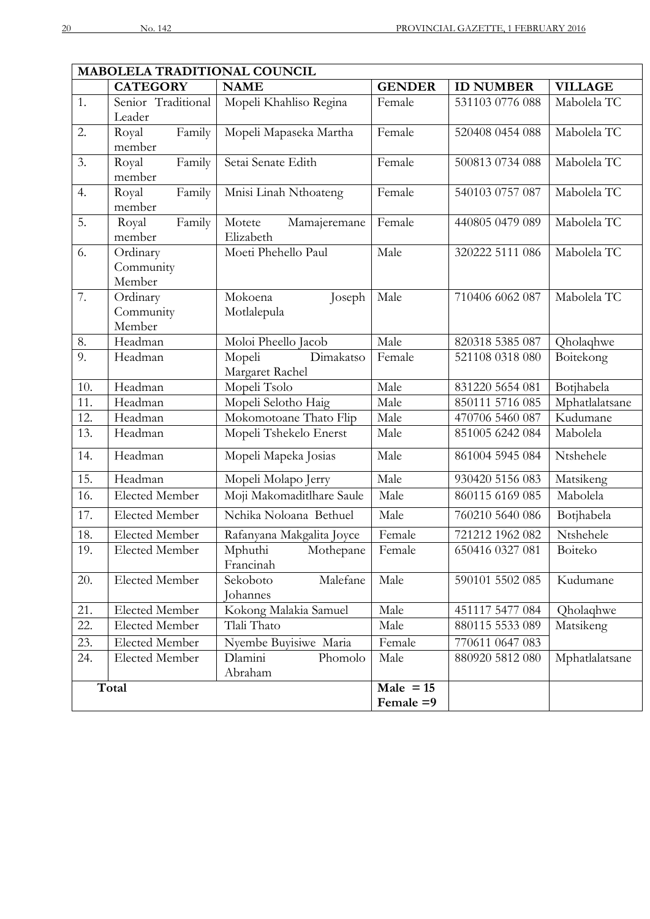| MABOLELA TRADITIONAL COUNCIL | | | | | |
|---|---|---|---|---|---|
| | **CATEGORY** | **NAME** | **GENDER** | **ID NUMBER** | **VILLAGE** |
| 1. | Senior Traditional Leader | Mopeli Khahliso Regina | Female | 531103 0776 088 | Mabolela TC |
| 2. | Royal Family member | Mopeli Mapaseka Martha | Female | 520408 0454 088 | Mabolela TC |
| 3. | Royal Family member | Setai Senate Edith | Female | 500813 0734 088 | Mabolela TC |
| 4. | Royal Family member | Mnisi Linah Nthoateng | Female | 540103 0757 087 | Mabolela TC |
| 5. | Royal Family member | Motete Mamajeremane Elizabeth | Female | 440805 0479 089 | Mabolela TC |
| 6. | Ordinary Community Member | Moeti Phehello Paul | Male | 320222 5111 086 | Mabolela TC |
| 7. | Ordinary Community Member | Mokoena Joseph Motlalepula | Male | 710406 6062 087 | Mabolela TC |
| 8. | Headman | Moloi Pheello Jacob | Male | 820318 5385 087 | Qholaqhwe |
| 9. | Headman | Mopeli Dimakatso Margaret Rachel | Female | 521108 0318 080 | Boitekong |
| 10. | Headman | Mopeli Tsolo | Male | 831220 5654 081 | Botjhabela |
| 11. | Headman | Mopeli Selotho Haig | Male | 850111 5716 085 | Mphatlalatsane |
| 12. | Headman | Mokomotoane Thato Flip | Male | 470706 5460 087 | Kudumane |
| 13. | Headman | Mopeli Tshekelo Enerst | Male | 851005 6242 084 | Mabolela |
| 14. | Headman | Mopeli Mapeka Josias | Male | 861004 5945 084 | Ntshehele |
| 15. | Headman | Mopeli Molapo Jerry | Male | 930420 5156 083 | Matsikeng |
| 16. | Elected Member | Moji Makomaditlhare Saule | Male | 860115 6169 085 | Mabolela |
| 17. | Elected Member | Nchika Noloana Bethuel | Male | 760210 5640 086 | Botjhabela |
| 18. | Elected Member | Rafanyana Makgalita Joyce | Female | 721212 1962 082 | Ntshehele |
| 19. | Elected Member | Mphuthi Mothepane Francinah | Female | 650416 0327 081 | Boiteko |
| 20. | Elected Member | Sekoboto Malefane Johannes | Male | 590101 5502 085 | Kudumane |
| 21. | Elected Member | Kokong Malakia Samuel | Male | 451117 5477 084 | Qholaqhwe |
| 22. | Elected Member | Tlali Thato | Male | 880115 5533 089 | Matsikeng |
| 23. | Elected Member | Nyembe Buyisiwe Maria | Female | 770611 0647 083 | |
| 24. | Elected Member | Dlamini Phomolo Abraham | Male | 880920 5812 080 | Mphatlalatsane |
| **Total** | | | **Male = 15**<br>**Female =9** | | |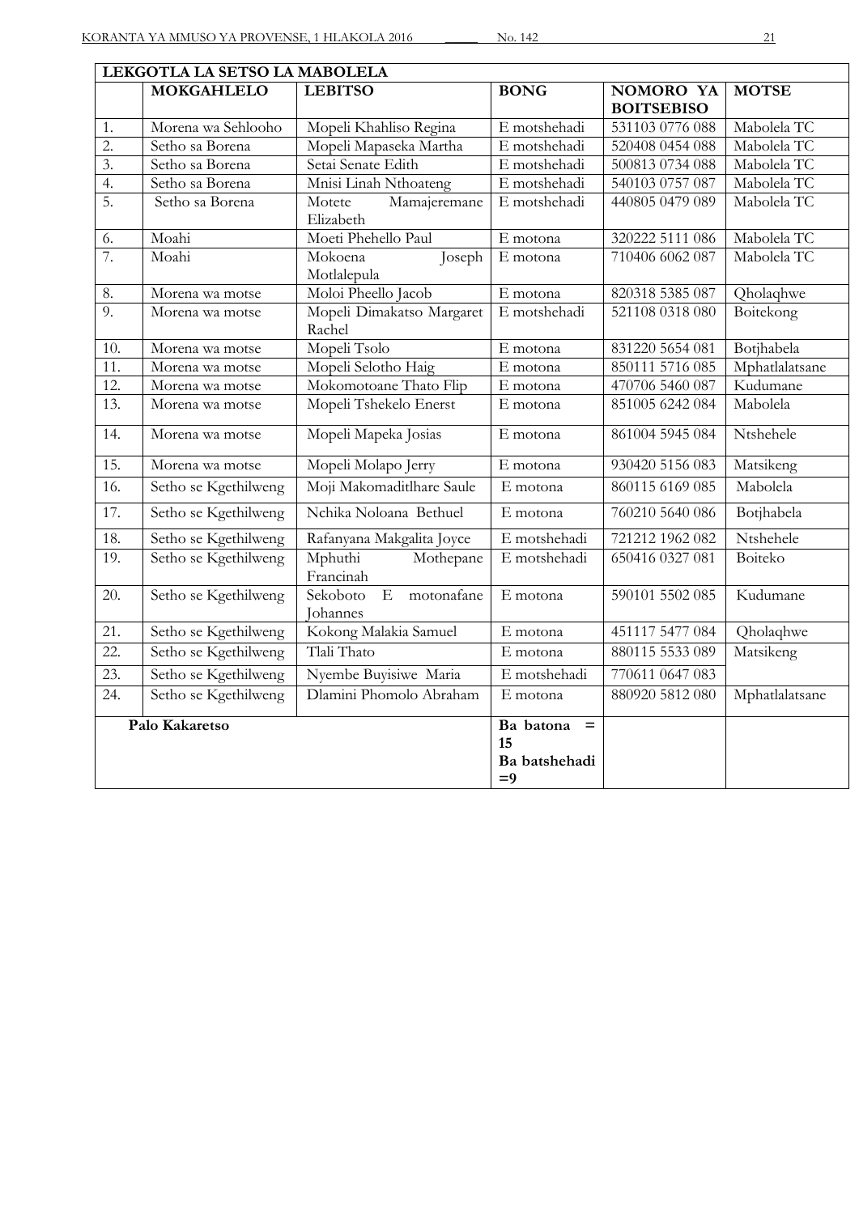| LEKGOTLA LA SETSO LA MABOLELA | | | | | |
|---|---|---|---|---|---|
| | **MOKGAHLELO** | **LEBITSO** | **BONG** | **NOMORO YA BOITSEBISO** | **MOTSE** |
| 1. | Morena wa Sehlooho | Mopeli Khahliso Regina | E motshehadi | 531103 0776 088 | Mabolela TC |
| 2. | Setho sa Borena | Mopeli Mapaseka Martha | E motshehadi | 520408 0454 088 | Mabolela TC |
| 3. | Setho sa Borena | Setai Senate Edith | E motshehadi | 500813 0734 088 | Mabolela TC |
| 4. | Setho sa Borena | Mnisi Linah Nthoateng | E motshehadi | 540103 0757 087 | Mabolela TC |
| 5. | Setho sa Borena | Motete Mamajeremane Elizabeth | E motshehadi | 440805 0479 089 | Mabolela TC |
| 6. | Moahi | Moeti Phehello Paul | E motona | 320222 5111 086 | Mabolela TC |
| 7. | Moahi | Mokoena Joseph Motlalepula | E motona | 710406 6062 087 | Mabolela TC |
| 8. | Morena wa motse | Moloi Pheello Jacob | E motona | 820318 5385 087 | Qholaqhwe |
| 9. | Morena wa motse | Mopeli Dimakatso Margaret Rachel | E motshehadi | 521108 0318 080 | Boitekong |
| 10. | Morena wa motse | Mopeli Tsolo | E motona | 831220 5654 081 | Botjhabela |
| 11. | Morena wa motse | Mopeli Selotho Haig | E motona | 850111 5716 085 | Mphatlalatsane |
| 12. | Morena wa motse | Mokomotoane Thato Flip | E motona | 470706 5460 087 | Kudumane |
| 13. | Morena wa motse | Mopeli Tshekelo Enerst | E motona | 851005 6242 084 | Mabolela |
| 14. | Morena wa motse | Mopeli Mapeka Josias | E motona | 861004 5945 084 | Ntshehele |
| 15. | Morena wa motse | Mopeli Molapo Jerry | E motona | 930420 5156 083 | Matsikeng |
| 16. | Setho se Kgethilweng | Moji Makomaditlhare Saule | E motona | 860115 6169 085 | Mabolela |
| 17. | Setho se Kgethilweng | Nchika Noloana Bethuel | E motona | 760210 5640 086 | Botjhabela |
| 18. | Setho se Kgethilweng | Rafanyana Makgalita Joyce | E motshehadi | 721212 1962 082 | Ntshehele |
| 19. | Setho se Kgethilweng | Mphuthi Mothepane Francinah | E motshehadi | 650416 0327 081 | Boiteko |
| 20. | Setho se Kgethilweng | Sekoboto E motonafane Johannes | E motona | 590101 5502 085 | Kudumane |
| 21. | Setho se Kgethilweng | Kokong Malakia Samuel | E motona | 451117 5477 084 | Qholaqhwe |
| 22. | Setho se Kgethilweng | Tlali Thato | E motona | 880115 5533 089 | Matsikeng |
| 23. | Setho se Kgethilweng | Nyembe Buyisiwe Maria | E motshehadi | 770611 0647 083 | |
| 24. | Setho se Kgethilweng | Dlamini Phomolo Abraham | E motona | 880920 5812 080 | Mphatlalatsane |
| **Palo Kakaretso** | | | **Ba batona = 15 Ba batshehadi =9** | | |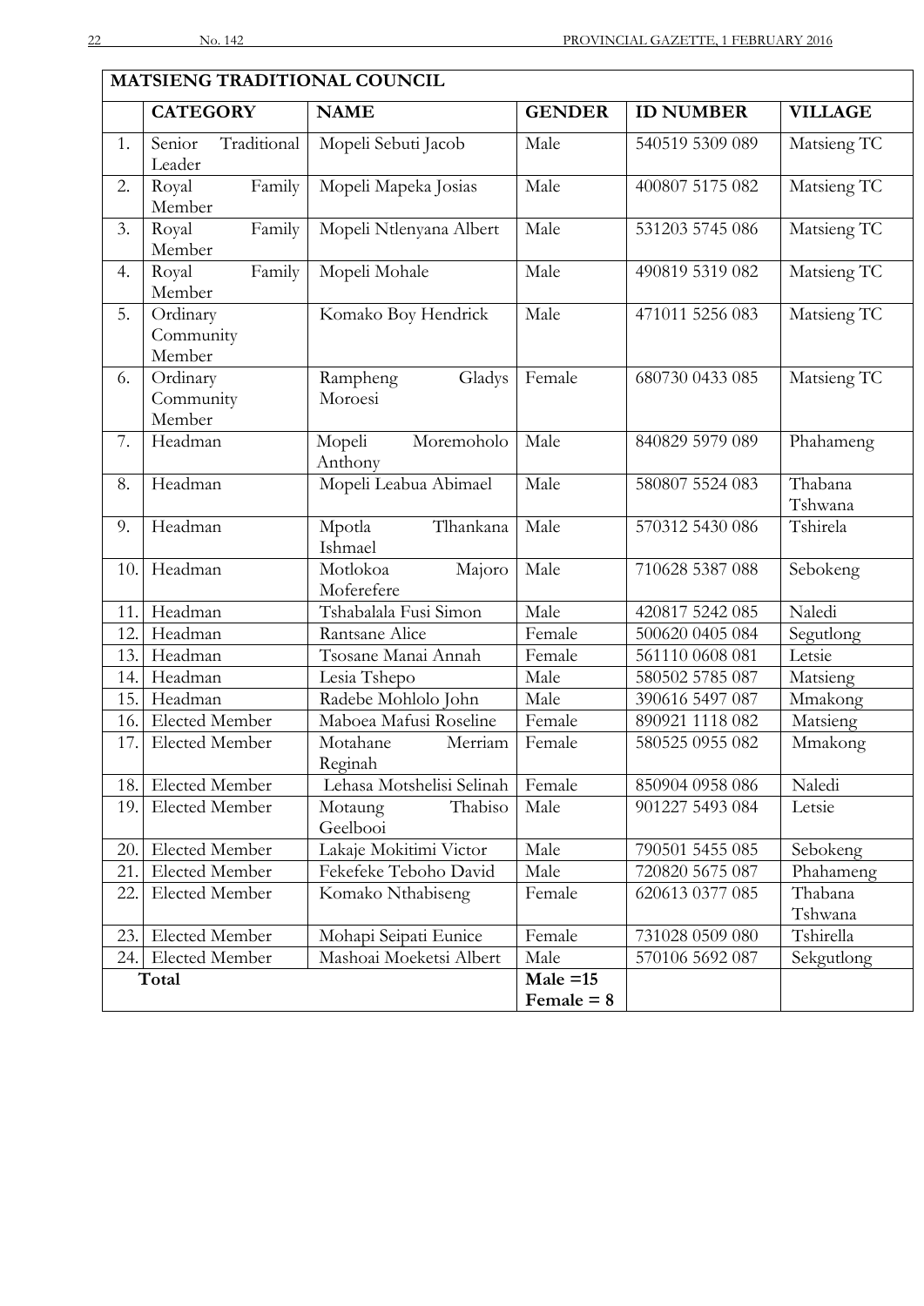| MATSIENG TRADITIONAL COUNCIL | | | | | |
|---|---|---|---|---|---|
| | **CATEGORY** | **NAME** | **GENDER** | **ID NUMBER** | **VILLAGE** |
| 1. | Senior Traditional Leader | Mopeli Sebuti Jacob | Male | 540519 5309 089 | Matsieng TC |
| 2. | Royal Family Member | Mopeli Mapeka Josias | Male | 400807 5175 082 | Matsieng TC |
| 3. | Royal Family Member | Mopeli Ntlenyana Albert | Male | 531203 5745 086 | Matsieng TC |
| 4. | Royal Family Member | Mopeli Mohale | Male | 490819 5319 082 | Matsieng TC |
| 5. | Ordinary Community Member | Komako Boy Hendrick | Male | 471011 5256 083 | Matsieng TC |
| 6. | Ordinary Community Member | Rampheng Gladys Moroesi | Female | 680730 0433 085 | Matsieng TC |
| 7. | Headman | Mopeli Moremoholo Anthony | Male | 840829 5979 089 | Phahameng |
| 8. | Headman | Mopeli Leabua Abimael | Male | 580807 5524 083 | Thabana Tshwana |
| 9. | Headman | Mpotla Tlhankana Ishmael | Male | 570312 5430 086 | Tshirela |
| 10. | Headman | Motlokoa Majoro Moferefere | Male | 710628 5387 088 | Sebokeng |
| 11. | Headman | Tshabalala Fusi Simon | Male | 420817 5242 085 | Naledi |
| 12. | Headman | Rantsane Alice | Female | 500620 0405 084 | Segutlong |
| 13. | Headman | Tsosane Manai Annah | Female | 561110 0608 081 | Letsie |
| 14. | Headman | Lesia Tshepo | Male | 580502 5785 087 | Matsieng |
| 15. | Headman | Radebe Mohlolo John | Male | 390616 5497 087 | Mmakong |
| 16. | Elected Member | Maboea Mafusi Roseline | Female | 890921 1118 082 | Matsieng |
| 17. | Elected Member | Motahane Merriam Reginah | Female | 580525 0955 082 | Mmakong |
| 18. | Elected Member | Lehasa Motshelisi Selinah | Female | 850904 0958 086 | Naledi |
| 19. | Elected Member | Motaung Thabiso Geelbooi | Male | 901227 5493 084 | Letsie |
| 20. | Elected Member | Lakaje Mokitimi Victor | Male | 790501 5455 085 | Sebokeng |
| 21. | Elected Member | Fekefeke Teboho David | Male | 720820 5675 087 | Phahameng |
| 22. | Elected Member | Komako Nthabiseng | Female | 620613 0377 085 | Thabana Tshwana |
| 23. | Elected Member | Mohapi Seipati Eunice | Female | 731028 0509 080 | Tshirella |
| 24. | Elected Member | Mashoai Moeketsi Albert | Male | 570106 5692 087 | Sekgutlong |
| **Total** | | | **Male =15 Female = 8** | | |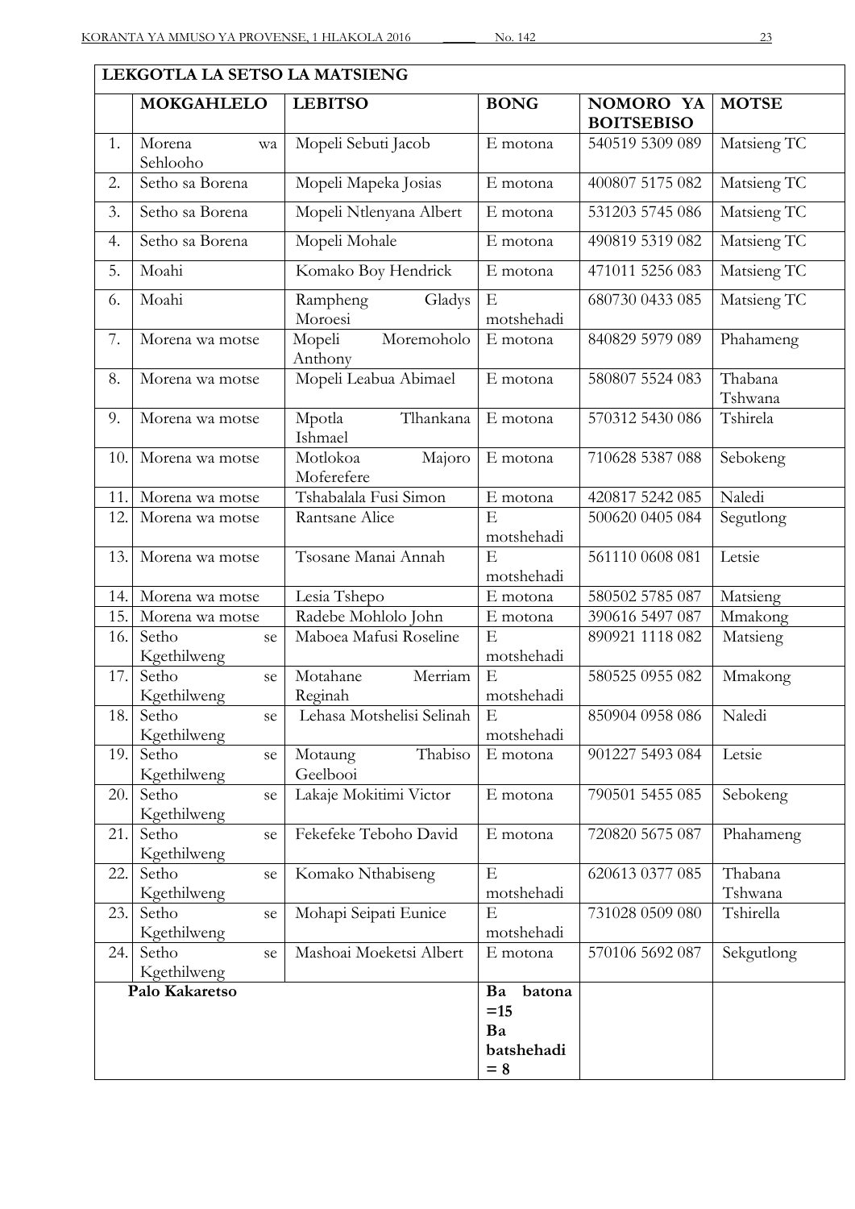| LEKGOTLA LA SETSO LA MATSIENG | | | | | |
|---|---|---|---|---|---|
| | **MOKGAHLELO** | **LEBITSO** | **BONG** | **NOMORO YA BOITSEBISO** | **MOTSE** |
| 1. | Morena wa Sehlooho | Mopeli Sebuti Jacob | E motona | 540519 5309 089 | Matsieng TC |
| 2. | Setho sa Borena | Mopeli Mapeka Josias | E motona | 400807 5175 082 | Matsieng TC |
| 3. | Setho sa Borena | Mopeli Ntlenyana Albert | E motona | 531203 5745 086 | Matsieng TC |
| 4. | Setho sa Borena | Mopeli Mohale | E motona | 490819 5319 082 | Matsieng TC |
| 5. | Moahi | Komako Boy Hendrick | E motona | 471011 5256 083 | Matsieng TC |
| 6. | Moahi | Rampheng Gladys Moroesi | E motshehadi | 680730 0433 085 | Matsieng TC |
| 7. | Morena wa motse | Mopeli Moremoholo Anthony | E motona | 840829 5979 089 | Phahameng |
| 8. | Morena wa motse | Mopeli Leabua Abimael | E motona | 580807 5524 083 | Thabana Tshwana |
| 9. | Morena wa motse | Mpotla Tlhankana Ishmael | E motona | 570312 5430 086 | Tshirela |
| 10. | Morena wa motse | Motlokoa Majoro Moferefere | E motona | 710628 5387 088 | Sebokeng |
| 11. | Morena wa motse | Tshabalala Fusi Simon | E motona | 420817 5242 085 | Naledi |
| 12. | Morena wa motse | Rantsane Alice | E motshehadi | 500620 0405 084 | Segutlong |
| 13. | Morena wa motse | Tsosane Manai Annah | E motshehadi | 561110 0608 081 | Letsie |
| 14. | Morena wa motse | Lesia Tshepo | E motona | 580502 5785 087 | Matsieng |
| 15. | Morena wa motse | Radebe Mohlolo John | E motona | 390616 5497 087 | Mmakong |
| 16. | Setho se Kgethilweng | Maboea Mafusi Roseline | E motshehadi | 890921 1118 082 | Matsieng |
| 17. | Setho se Kgethilweng | Motahane Merriam Reginah | E motshehadi | 580525 0955 082 | Mmakong |
| 18. | Setho se Kgethilweng | Lehasa Motshelisi Selinah | E motshehadi | 850904 0958 086 | Naledi |
| 19. | Setho se Kgethilweng | Motaung Thabiso Geelbooi | E motona | 901227 5493 084 | Letsie |
| 20. | Setho se Kgethilweng | Lakaje Mokitimi Victor | E motona | 790501 5455 085 | Sebokeng |
| 21. | Setho se Kgethilweng | Fekefeke Teboho David | E motona | 720820 5675 087 | Phahameng |
| 22. | Setho se Kgethilweng | Komako Nthabiseng | E motshehadi | 620613 0377 085 | Thabana Tshwana |
| 23. | Setho se Kgethilweng | Mohapi Seipati Eunice | E motshehadi | 731028 0509 080 | Tshirella |
| 24. | Setho se Kgethilweng | Mashoai Moeketsi Albert | E motona | 570106 5692 087 | Sekgutlong |
| **Palo Kakaretso** | | | **Ba batona =15 Ba batshehadi = 8** | | |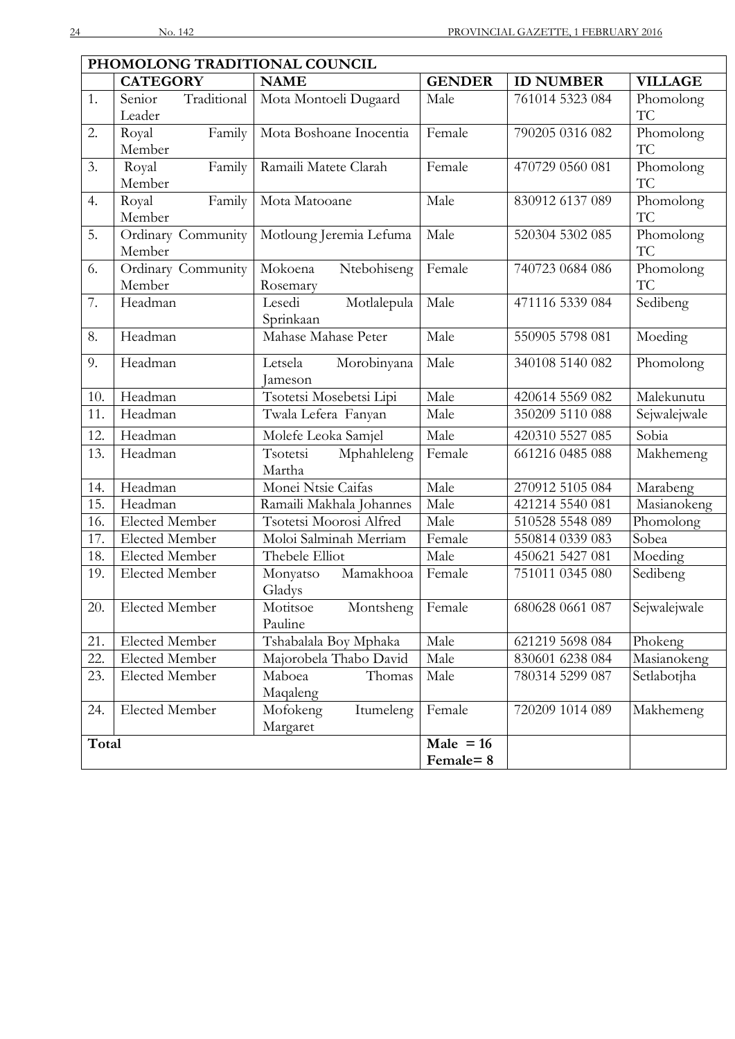| PHOMOLONG TRADITIONAL COUNCIL | | | | | |
|---|---|---|---|---|---|
| | **CATEGORY** | **NAME** | **GENDER** | **ID NUMBER** | **VILLAGE** |
| 1. | Senior Traditional Leader | Mota Montoeli Dugaard | Male | 761014 5323 084 | Phomolong TC |
| 2. | Royal Family Member | Mota Boshoane Inocentia | Female | 790205 0316 082 | Phomolong TC |
| 3. | Royal Family Member | Ramaili Matete Clarah | Female | 470729 0560 081 | Phomolong TC |
| 4. | Royal Family Member | Mota Matooane | Male | 830912 6137 089 | Phomolong TC |
| 5. | Ordinary Community Member | Motloung Jeremia Lefuma | Male | 520304 5302 085 | Phomolong TC |
| 6. | Ordinary Community Member | Mokoena Ntebohiseng Rosemary | Female | 740723 0684 086 | Phomolong TC |
| 7. | Headman | Lesedi Motlalepula Sprinkaan | Male | 471116 5339 084 | Sedibeng |
| 8. | Headman | Mahase Mahase Peter | Male | 550905 5798 081 | Moeding |
| 9. | Headman | Letsela Morobinyana Jameson | Male | 340108 5140 082 | Phomolong |
| 10. | Headman | Tsotetsi Mosebetsi Lipi | Male | 420614 5569 082 | Malekunutu |
| 11. | Headman | Twala Lefera Fanyan | Male | 350209 5110 088 | Sejwalejwale |
| 12. | Headman | Molefe Leoka Samjel | Male | 420310 5527 085 | Sobia |
| 13. | Headman | Tsotetsi Mphahleleng Martha | Female | 661216 0485 088 | Makhemeng |
| 14. | Headman | Monei Ntsie Caifas | Male | 270912 5105 084 | Marabeng |
| 15. | Headman | Ramaili Makhala Johannes | Male | 421214 5540 081 | Masianokeng |
| 16. | Elected Member | Tsotetsi Moorosi Alfred | Male | 510528 5548 089 | Phomolong |
| 17. | Elected Member | Moloi Salminah Merriam | Female | 550814 0339 083 | Sobea |
| 18. | Elected Member | Thebele Elliot | Male | 450621 5427 081 | Moeding |
| 19. | Elected Member | Monyatso Mamakhooa Gladys | Female | 751011 0345 080 | Sedibeng |
| 20. | Elected Member | Motitsoe Montsheng Pauline | Female | 680628 0661 087 | Sejwalejwale |
| 21. | Elected Member | Tshabalala Boy Mphaka | Male | 621219 5698 084 | Phokeng |
| 22. | Elected Member | Majorobela Thabo David | Male | 830601 6238 084 | Masianokeng |
| 23. | Elected Member | Maboea Thomas Maqaleng | Male | 780314 5299 087 | Setlabotjha |
| 24. | Elected Member | Mofokeng Itumeleng Margaret | Female | 720209 1014 089 | Makhemeng |
| **Total** | | | **Male = 16 Female= 8** | | |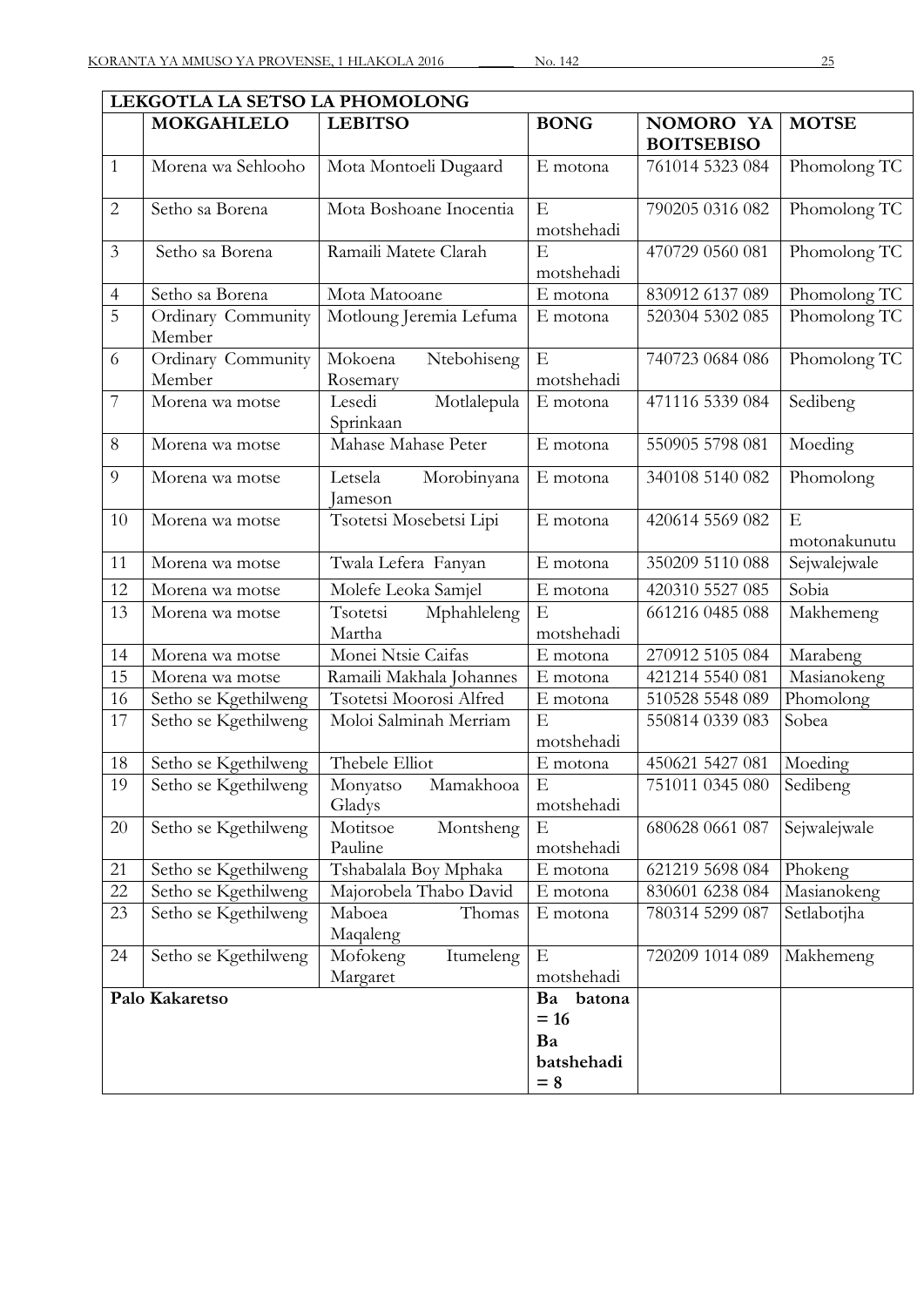| LEKGOTLA LA SETSO LA PHOMOLONG | | | | | |
|---|---|---|---|---|---|
| | **MOKGAHLELO** | **LEBITSO** | **BONG** | **NOMORO YA BOITSEBISO** | **MOTSE** |
| 1 | Morena wa Sehlooho | Mota Montoeli Dugaard | E motona | 761014 5323 084 | Phomolong TC |
| 2 | Setho sa Borena | Mota Boshoane Inocentia | E motshehadi | 790205 0316 082 | Phomolong TC |
| 3 | Setho sa Borena | Ramaili Matete Clarah | E motshehadi | 470729 0560 081 | Phomolong TC |
| 4 | Setho sa Borena | Mota Matooane | E motona | 830912 6137 089 | Phomolong TC |
| 5 | Ordinary Community Member | Motloung Jeremia Lefuma | E motona | 520304 5302 085 | Phomolong TC |
| 6 | Ordinary Community Member | Mokoena Ntebohiseng Rosemary | E motshehadi | 740723 0684 086 | Phomolong TC |
| 7 | Morena wa motse | Lesedi Motlalepula Sprinkaan | E motona | 471116 5339 084 | Sedibeng |
| 8 | Morena wa motse | Mahase Mahase Peter | E motona | 550905 5798 081 | Moeding |
| 9 | Morena wa motse | Letsela Morobinyana Jameson | E motona | 340108 5140 082 | Phomolong |
| 10 | Morena wa motse | Tsotetsi Mosebetsi Lipi | E motona | 420614 5569 082 | E motonakunutu |
| 11 | Morena wa motse | Twala Lefera Fanyan | E motona | 350209 5110 088 | Sejwalejwale |
| 12 | Morena wa motse | Molefe Leoka Samjel | E motona | 420310 5527 085 | Sobia |
| 13 | Morena wa motse | Tsotetsi Mphahleleng Martha | E motshehadi | 661216 0485 088 | Makhemeng |
| 14 | Morena wa motse | Monei Ntsie Caifas | E motona | 270912 5105 084 | Marabeng |
| 15 | Morena wa motse | Ramaili Makhala Johannes | E motona | 421214 5540 081 | Masianokeng |
| 16 | Setho se Kgethilweng | Tsotetsi Moorosi Alfred | E motona | 510528 5548 089 | Phomolong |
| 17 | Setho se Kgethilweng | Moloi Salminah Merriam | E motshehadi | 550814 0339 083 | Sobea |
| 18 | Setho se Kgethilweng | Thebele Elliot | E motona | 450621 5427 081 | Moeding |
| 19 | Setho se Kgethilweng | Monyatso Mamakhooa Gladys | E motshehadi | 751011 0345 080 | Sedibeng |
| 20 | Setho se Kgethilweng | Motitsoe Montsheng Pauline | E motshehadi | 680628 0661 087 | Sejwalejwale |
| 21 | Setho se Kgethilweng | Tshabalala Boy Mphaka | E motona | 621219 5698 084 | Phokeng |
| 22 | Setho se Kgethilweng | Majorobela Thabo David | E motona | 830601 6238 084 | Masianokeng |
| 23 | Setho se Kgethilweng | Maboea Thomas Maqaleng | E motona | 780314 5299 087 | Setlabotjha |
| 24 | Setho se Kgethilweng | Mofokeng Itumeleng Margaret | E motshehadi | 720209 1014 089 | Makhemeng |
| **Palo Kakaretso** | | | **Ba batona = 16 Ba batshehadi = 8** | | |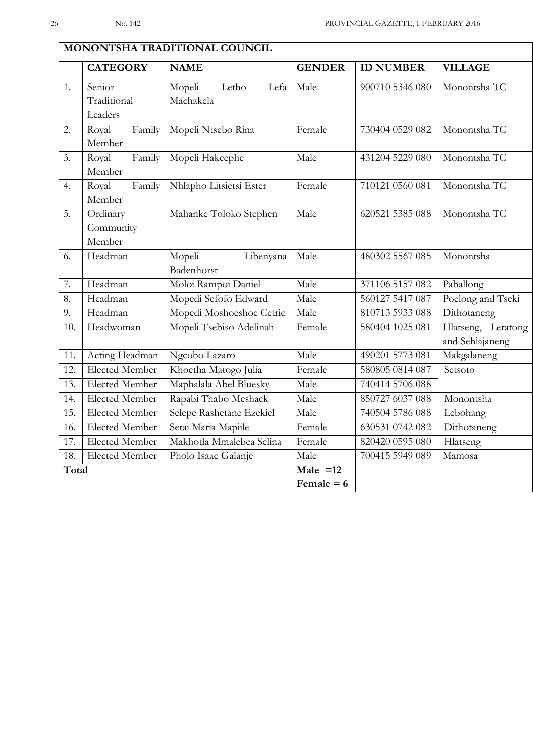| MONONTSHA TRADITIONAL COUNCIL | | | | | |
|---|---|---|---|---|---|
| | **CATEGORY** | **NAME** | **GENDER** | **ID NUMBER** | **VILLAGE** |
| 1. | Senior Traditional Leaders | Mopeli Letho Lefa Machakela | Male | 900710 5346 080 | Monontsha TC |
| 2. | Royal Family Member | Mopeli Ntsebo Rina | Female | 730404 0529 082 | Monontsha TC |
| 3. | Royal Family Member | Mopeli Hakeephe | Male | 431204 5229 080 | Monontsha TC |
| 4. | Royal Family Member | Nhlapho Litsietsi Ester | Female | 710121 0560 081 | Monontsha TC |
| 5. | Ordinary Community Member | Mahanke Toloko Stephen | Male | 620521 5385 088 | Monontsha TC |
| 6. | Headman | Mopeli Libenyana Badenhorst | Male | 480302 5567 085 | Monontsha |
| 7. | Headman | Moloi Rampoi Daniel | Male | 371106 5157 082 | Paballong |
| 8. | Headman | Mopedi Sefofo Edward | Male | 560127 5417 087 | Poelong and Tseki |
| 9. | Headman | Mopedi Moshoeshoe Cetric | Male | 810713 5933 088 | Dithotaneng |
| 10. | Headwoman | Mopeli Tsebiso Adelinah | Female | 580404 1025 081 | Hlatseng, Leratong and Sehlajaneng |
| 11. | Acting Headman | Ngcobo Lazaro | Male | 490201 5773 081 | Makgalaneng |
| 12. | Elected Member | Khoetha Matogo Julia | Female | 580805 0814 087 | Setsoto |
| 13. | Elected Member | Maphalala Abel Bluesky | Male | 740414 5706 088 | |
| 14. | Elected Member | Rapabi Thabo Meshack | Male | 850727 6037 088 | Monontsha |
| 15. | Elected Member | Selepe Rashetane Ezekiel | Male | 740504 5786 088 | Lebohang |
| 16. | Elected Member | Setai Maria Mapiile | Female | 630531 0742 082 | Dithotaneng |
| 17. | Elected Member | Makhotla Mmalebea Selina | Female | 820420 0595 080 | Hlatseng |
| 18. | Elected Member | Pholo Isaac Galanje | Male | 700415 5949 089 | Mamosa |
| **Total** | | | **Male =12** **Female = 6** | | |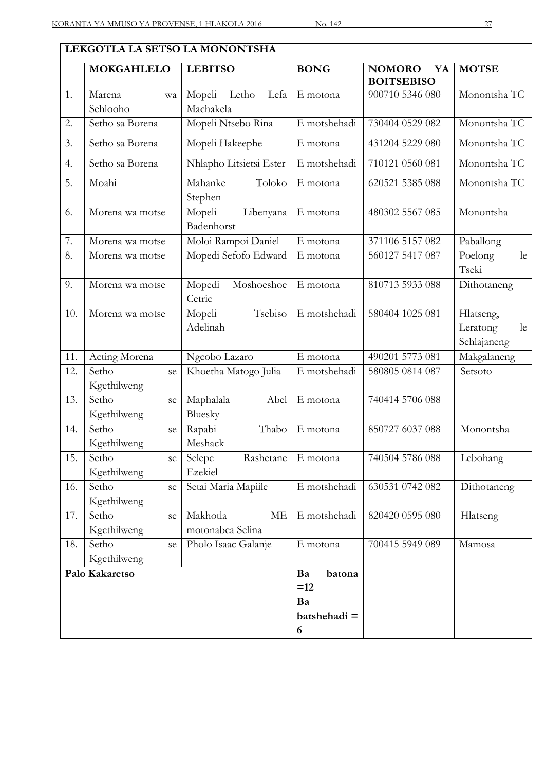| LEKGOTLA LA SETSO LA MONONTSHA | | | | | |
|---|---|---|---|---|---|
| | **MOKGAHLELO** | **LEBITSO** | **BONG** | **NOMORO YA BOITSEBISO** | **MOTSE** |
| 1. | Marena wa Sehlooho | Mopeli Letho Lefa Machakela | E motona | 900710 5346 080 | Monontsha TC |
| 2. | Setho sa Borena | Mopeli Ntsebo Rina | E motshehadi | 730404 0529 082 | Monontsha TC |
| 3. | Setho sa Borena | Mopeli Hakeephe | E motona | 431204 5229 080 | Monontsha TC |
| 4. | Setho sa Borena | Nhlapho Litsietsi Ester | E motshehadi | 710121 0560 081 | Monontsha TC |
| 5. | Moahi | Mahanke Toloko Stephen | E motona | 620521 5385 088 | Monontsha TC |
| 6. | Morena wa motse | Mopeli Libenyana Badenhorst | E motona | 480302 5567 085 | Monontsha |
| 7. | Morena wa motse | Moloi Rampoi Daniel | E motona | 371106 5157 082 | Paballong |
| 8. | Morena wa motse | Mopedi Sefofo Edward | E motona | 560127 5417 087 | Poelong le Tseki |
| 9. | Morena wa motse | Mopedi Moshoeshoe Cetric | E motona | 810713 5933 088 | Dithotaneng |
| 10. | Morena wa motse | Mopeli Tsebiso Adelinah | E motshehadi | 580404 1025 081 | Hlatseng, Leratong le Sehlajaneng |
| 11. | Acting Morena | Ngcobo Lazaro | E motona | 490201 5773 081 | Makgalaneng |
| 12. | Setho se Kgethilweng | Khoetha Matogo Julia | E motshehadi | 580805 0814 087 | Setsoto |
| 13. | Setho se Kgethilweng | Maphalala Abel Bluesky | E motona | 740414 5706 088 | |
| 14. | Setho se Kgethilweng | Rapabi Thabo Meshack | E motona | 850727 6037 088 | Monontsha |
| 15. | Setho se Kgethilweng | Selepe Rashetane Ezekiel | E motona | 740504 5786 088 | Lebohang |
| 16. | Setho se Kgethilweng | Setai Maria Mapiile | E motshehadi | 630531 0742 082 | Dithotaneng |
| 17. | Setho se Kgethilweng | Makhotla ME motonabea Selina | E motshehadi | 820420 0595 080 | Hlatseng |
| 18. | Setho se Kgethilweng | Pholo Isaac Galanje | E motona | 700415 5949 089 | Mamosa |
| **Palo Kakaretso** | | | **Ba batona =12 Ba batshehadi = 6** | | |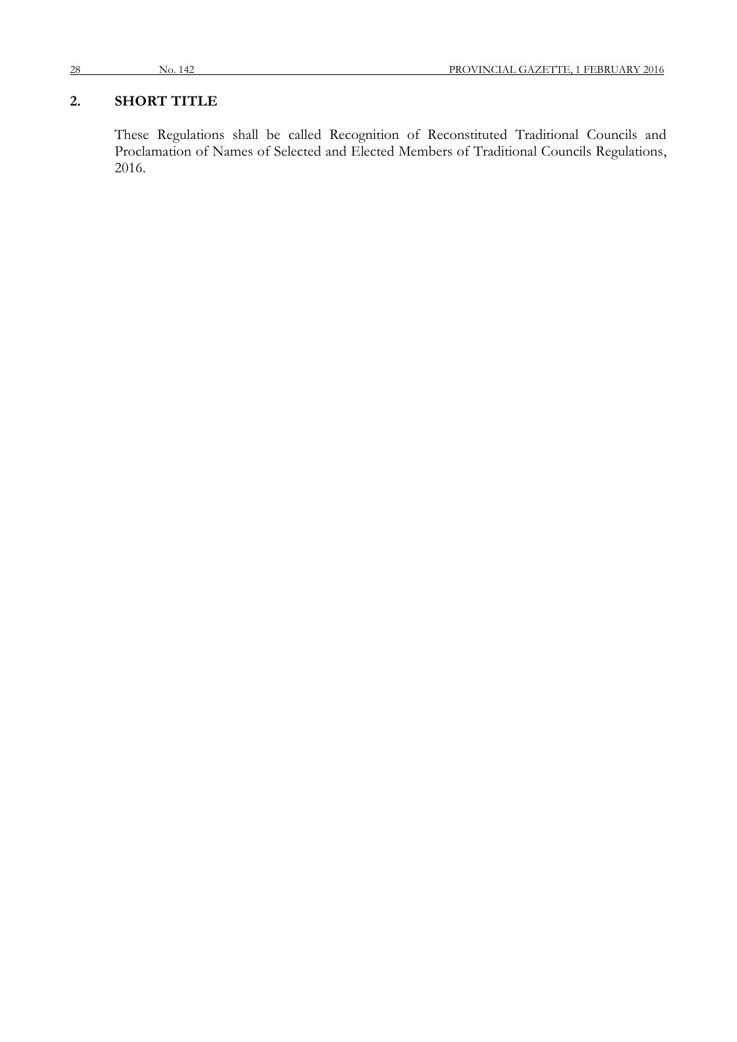## 2. SHORT TITLE

These Regulations shall be called Recognition of Reconstituted Traditional Councils and Proclamation of Names of Selected and Elected Members of Traditional Councils Regulations, 2016.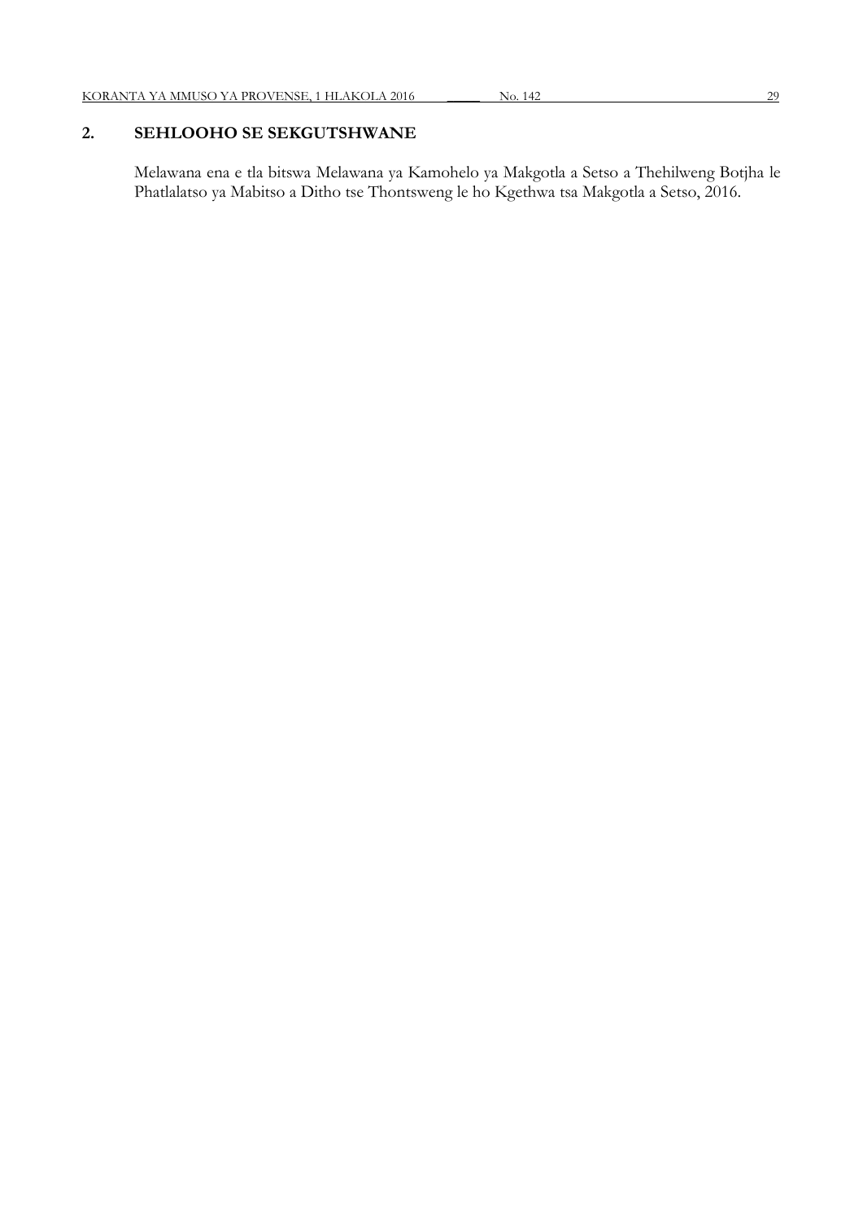## 2. SEHLOOHO SE SEKGUTSHWANE

Melawana ena e tla bitswa Melawana ya Kamohelo ya Makgotla a Setso a Thehilweng Botjha le Phatlalatso ya Mabitso a Ditho tse Thontsweng le ho Kgethwa tsa Makgotla a Setso, 2016.